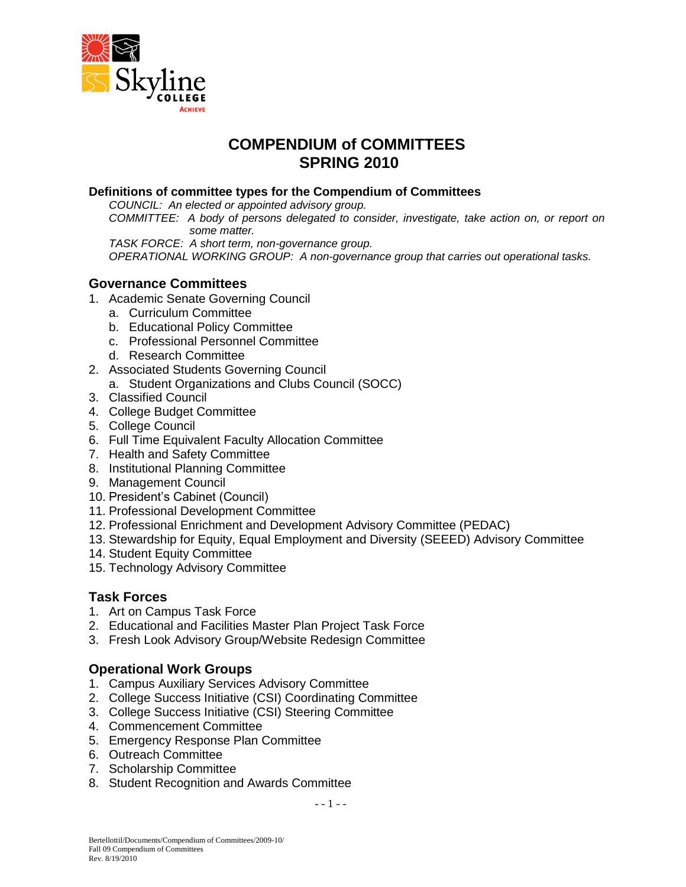# COMPENDIUM of COMMITTEES
# SPRING 2010

**Definitions of committee types for the Compendium of Committees**

*COUNCIL: An elected or appointed advisory group.*
*COMMITTEE: A body of persons delegated to consider, investigate, take action on, or report on some matter.*
*TASK FORCE: A short term, non-governance group.*
*OPERATIONAL WORKING GROUP: A non-governance group that carries out operational tasks.*

## Governance Committees

1. Academic Senate Governing Council
   a. Curriculum Committee
   b. Educational Policy Committee
   c. Professional Personnel Committee
   d. Research Committee
2. Associated Students Governing Council
   a. Student Organizations and Clubs Council (SOCC)
3. Classified Council
4. College Budget Committee
5. College Council
6. Full Time Equivalent Faculty Allocation Committee
7. Health and Safety Committee
8. Institutional Planning Committee
9. Management Council
10. President's Cabinet (Council)
11. Professional Development Committee
12. Professional Enrichment and Development Advisory Committee (PEDAC)
13. Stewardship for Equity, Equal Employment and Diversity (SEEED) Advisory Committee
14. Student Equity Committee
15. Technology Advisory Committee

## Task Forces

1. Art on Campus Task Force
2. Educational and Facilities Master Plan Project Task Force
3. Fresh Look Advisory Group/Website Redesign Committee

## Operational Work Groups

1. Campus Auxiliary Services Advisory Committee
2. College Success Initiative (CSI) Coordinating Committee
3. College Success Initiative (CSI) Steering Committee
4. Commencement Committee
5. Emergency Response Plan Committee
6. Outreach Committee
7. Scholarship Committee
8. Student Recognition and Awards Committee

Bertellottil/Documents/Compendium of Committees/2009-10/
Fall 09 Compendium of Committees
Rev. 8/19/2010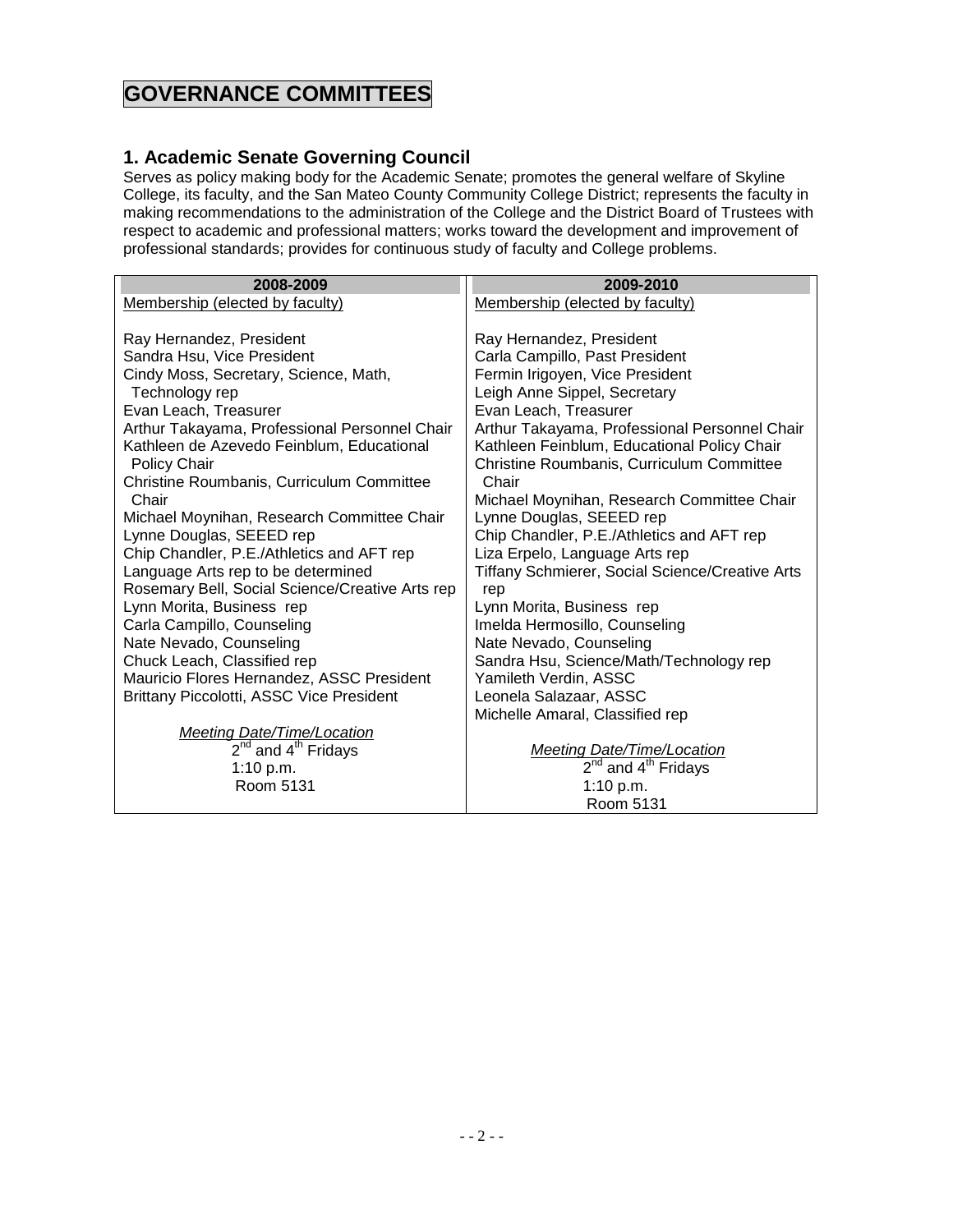# GOVERNANCE COMMITTEES

## 1. Academic Senate Governing Council

Serves as policy making body for the Academic Senate; promotes the general welfare of Skyline College, its faculty, and the San Mateo County Community College District; represents the faculty in making recommendations to the administration of the College and the District Board of Trustees with respect to academic and professional matters; works toward the development and improvement of professional standards; provides for continuous study of faculty and College problems.

| 2008-2009 | 2009-2010 |
|---|---|
| Membership (elected by faculty)<br><br>Ray Hernandez, President<br>Sandra Hsu, Vice President<br>Cindy Moss, Secretary, Science, Math, Technology rep<br>Evan Leach, Treasurer<br>Arthur Takayama, Professional Personnel Chair<br>Kathleen de Azevedo Feinblum, Educational Policy Chair<br>Christine Roumbanis, Curriculum Committee Chair<br>Michael Moynihan, Research Committee Chair<br>Lynne Douglas, SEEED rep<br>Chip Chandler, P.E./Athletics and AFT rep<br>Language Arts rep to be determined<br>Rosemary Bell, Social Science/Creative Arts rep<br>Lynn Morita, Business rep<br>Carla Campillo, Counseling<br>Nate Nevado, Counseling<br>Chuck Leach, Classified rep<br>Mauricio Flores Hernandez, ASSC President<br>Brittany Piccolotti, ASSC Vice President<br><br>*Meeting Date/Time/Location*<br>2nd and 4th Fridays<br>1:10 p.m.<br>Room 5131 | Membership (elected by faculty)<br><br>Ray Hernandez, President<br>Carla Campillo, Past President<br>Fermin Irigoyen, Vice President<br>Leigh Anne Sippel, Secretary<br>Evan Leach, Treasurer<br>Arthur Takayama, Professional Personnel Chair<br>Kathleen Feinblum, Educational Policy Chair<br>Christine Roumbanis, Curriculum Committee Chair<br>Michael Moynihan, Research Committee Chair<br>Lynne Douglas, SEEED rep<br>Chip Chandler, P.E./Athletics and AFT rep<br>Liza Erpelo, Language Arts rep<br>Tiffany Schmierer, Social Science/Creative Arts rep<br>Lynn Morita, Business rep<br>Imelda Hermosillo, Counseling<br>Nate Nevado, Counseling<br>Sandra Hsu, Science/Math/Technology rep<br>Yamileth Verdin, ASSC<br>Leonela Salazaar, ASSC<br>Michelle Amaral, Classified rep<br><br>*Meeting Date/Time/Location*<br>2nd and 4th Fridays<br>1:10 p.m.<br>Room 5131 |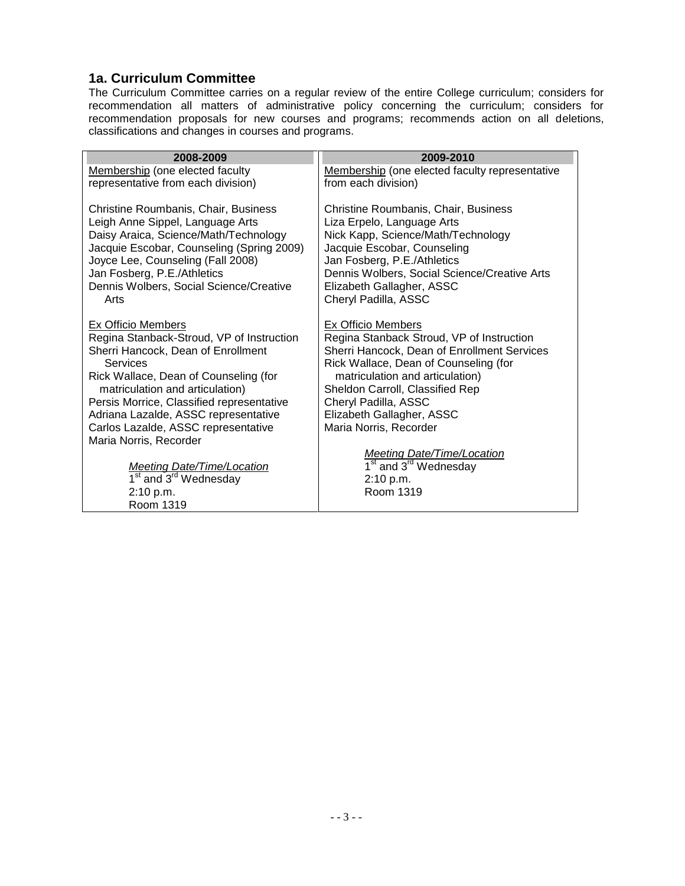## 1a. Curriculum Committee

The Curriculum Committee carries on a regular review of the entire College curriculum; considers for recommendation all matters of administrative policy concerning the curriculum; considers for recommendation proposals for new courses and programs; recommends action on all deletions, classifications and changes in courses and programs.

| 2008-2009 | 2009-2010 |
|---|---|
| Membership (one elected faculty representative from each division)<br><br>Christine Roumbanis, Chair, Business<br>Leigh Anne Sippel, Language Arts<br>Daisy Araica, Science/Math/Technology<br>Jacquie Escobar, Counseling (Spring 2009)<br>Joyce Lee, Counseling (Fall 2008)<br>Jan Fosberg, P.E./Athletics<br>Dennis Wolbers, Social Science/Creative Arts<br><br>Ex Officio Members<br>Regina Stanback-Stroud, VP of Instruction<br>Sherri Hancock, Dean of Enrollment Services<br>Rick Wallace, Dean of Counseling (for matriculation and articulation)<br>Persis Morrice, Classified representative<br>Adriana Lazalde, ASSC representative<br>Carlos Lazalde, ASSC representative<br>Maria Norris, Recorder<br><br>*Meeting Date/Time/Location*<br>1st and 3rd Wednesday<br>2:10 p.m.<br>Room 1319 | Membership (one elected faculty representative from each division)<br><br>Christine Roumbanis, Chair, Business<br>Liza Erpelo, Language Arts<br>Nick Kapp, Science/Math/Technology<br>Jacquie Escobar, Counseling<br>Jan Fosberg, P.E./Athletics<br>Dennis Wolbers, Social Science/Creative Arts<br>Elizabeth Gallagher, ASSC<br>Cheryl Padilla, ASSC<br><br>Ex Officio Members<br>Regina Stanback Stroud, VP of Instruction<br>Sherri Hancock, Dean of Enrollment Services<br>Rick Wallace, Dean of Counseling (for matriculation and articulation)<br>Sheldon Carroll, Classified Rep<br>Cheryl Padilla, ASSC<br>Elizabeth Gallagher, ASSC<br>Maria Norris, Recorder<br><br>*Meeting Date/Time/Location*<br>1st and 3rd Wednesday<br>2:10 p.m.<br>Room 1319 |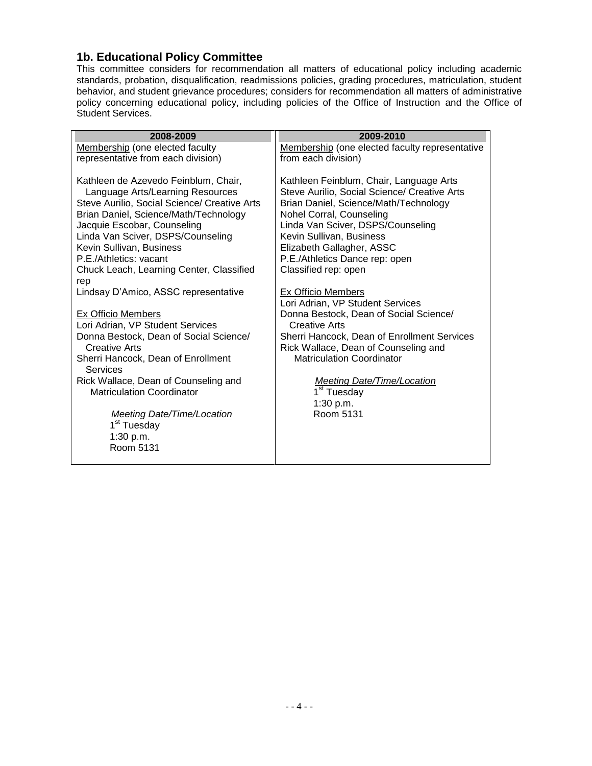## 1b. Educational Policy Committee

This committee considers for recommendation all matters of educational policy including academic standards, probation, disqualification, readmissions policies, grading procedures, matriculation, student behavior, and student grievance procedures; considers for recommendation all matters of administrative policy concerning educational policy, including policies of the Office of Instruction and the Office of Student Services.

| 2008-2009 | 2009-2010 |
|---|---|
| Membership (one elected faculty representative from each division)<br><br>Kathleen de Azevedo Feinblum, Chair, Language Arts/Learning Resources<br>Steve Aurilio, Social Science/ Creative Arts<br>Brian Daniel, Science/Math/Technology<br>Jacquie Escobar, Counseling<br>Linda Van Sciver, DSPS/Counseling<br>Kevin Sullivan, Business<br>P.E./Athletics: vacant<br>Chuck Leach, Learning Center, Classified rep<br>Lindsay D'Amico, ASSC representative<br><br>Ex Officio Members<br>Lori Adrian, VP Student Services<br>Donna Bestock, Dean of Social Science/ Creative Arts<br>Sherri Hancock, Dean of Enrollment Services<br>Rick Wallace, Dean of Counseling and Matriculation Coordinator<br><br>*Meeting Date/Time/Location*<br>1st Tuesday<br>1:30 p.m.<br>Room 5131 | Membership (one elected faculty representative from each division)<br><br>Kathleen Feinblum, Chair, Language Arts<br>Steve Aurilio, Social Science/ Creative Arts<br>Brian Daniel, Science/Math/Technology<br>Nohel Corral, Counseling<br>Linda Van Sciver, DSPS/Counseling<br>Kevin Sullivan, Business<br>Elizabeth Gallagher, ASSC<br>P.E./Athletics Dance rep: open<br>Classified rep: open<br><br>Ex Officio Members<br>Lori Adrian, VP Student Services<br>Donna Bestock, Dean of Social Science/ Creative Arts<br>Sherri Hancock, Dean of Enrollment Services<br>Rick Wallace, Dean of Counseling and Matriculation Coordinator<br><br>*Meeting Date/Time/Location*<br>1st Tuesday<br>1:30 p.m.<br>Room 5131 |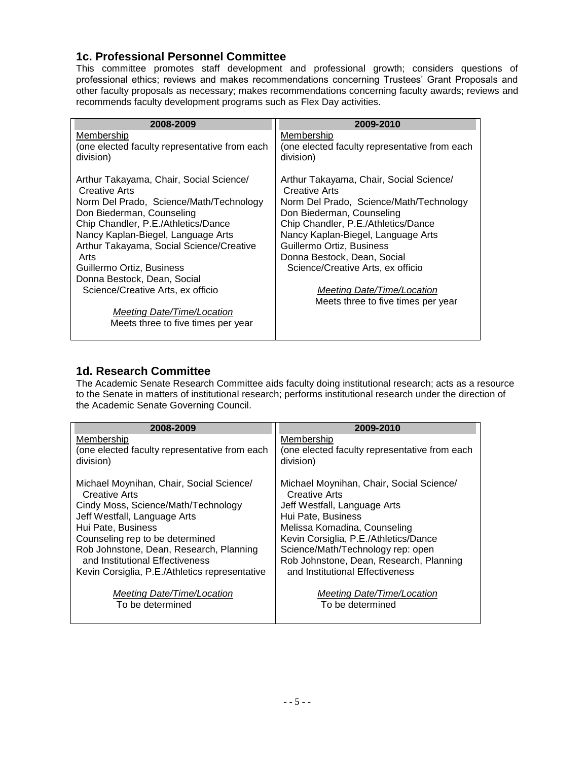## 1c. Professional Personnel Committee

This committee promotes staff development and professional growth; considers questions of professional ethics; reviews and makes recommendations concerning Trustees' Grant Proposals and other faculty proposals as necessary; makes recommendations concerning faculty awards; reviews and recommends faculty development programs such as Flex Day activities.

| 2008-2009 | 2009-2010 |
|---|---|
| Membership<br>(one elected faculty representative from each division)<br><br>Arthur Takayama, Chair, Social Science/ Creative Arts<br>Norm Del Prado, Science/Math/Technology<br>Don Biederman, Counseling<br>Chip Chandler, P.E./Athletics/Dance<br>Nancy Kaplan-Biegel, Language Arts<br>Arthur Takayama, Social Science/Creative Arts<br>Guillermo Ortiz, Business<br>Donna Bestock, Dean, Social Science/Creative Arts, ex officio<br><br>*Meeting Date/Time/Location*<br>Meets three to five times per year | Membership<br>(one elected faculty representative from each division)<br><br>Arthur Takayama, Chair, Social Science/ Creative Arts<br>Norm Del Prado, Science/Math/Technology<br>Don Biederman, Counseling<br>Chip Chandler, P.E./Athletics/Dance<br>Nancy Kaplan-Biegel, Language Arts<br>Guillermo Ortiz, Business<br>Donna Bestock, Dean, Social Science/Creative Arts, ex officio<br><br>*Meeting Date/Time/Location*<br>Meets three to five times per year |

## 1d. Research Committee

The Academic Senate Research Committee aids faculty doing institutional research; acts as a resource to the Senate in matters of institutional research; performs institutional research under the direction of the Academic Senate Governing Council.

| 2008-2009 | 2009-2010 |
|---|---|
| Membership<br>(one elected faculty representative from each division)<br><br>Michael Moynihan, Chair, Social Science/ Creative Arts<br>Cindy Moss, Science/Math/Technology<br>Jeff Westfall, Language Arts<br>Hui Pate, Business<br>Counseling rep to be determined<br>Rob Johnstone, Dean, Research, Planning and Institutional Effectiveness<br>Kevin Corsiglia, P.E./Athletics representative<br><br>*Meeting Date/Time/Location*<br>To be determined | Membership<br>(one elected faculty representative from each division)<br><br>Michael Moynihan, Chair, Social Science/ Creative Arts<br>Jeff Westfall, Language Arts<br>Hui Pate, Business<br>Melissa Komadina, Counseling<br>Kevin Corsiglia, P.E./Athletics/Dance<br>Science/Math/Technology rep: open<br>Rob Johnstone, Dean, Research, Planning and Institutional Effectiveness<br><br>*Meeting Date/Time/Location*<br>To be determined |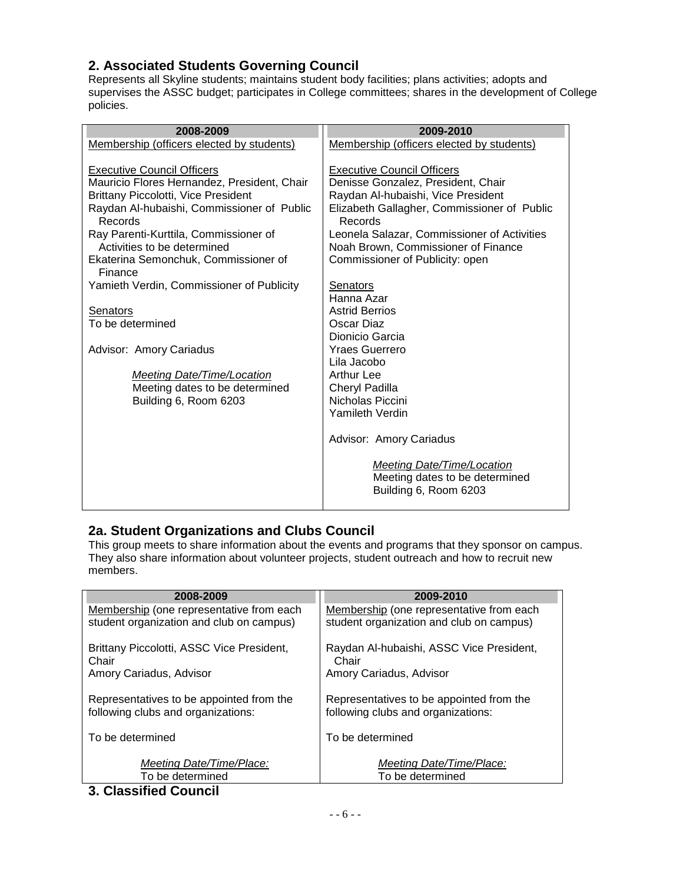## 2. Associated Students Governing Council

Represents all Skyline students; maintains student body facilities; plans activities; adopts and supervises the ASSC budget; participates in College committees; shares in the development of College policies.

| 2008-2009 | 2009-2010 |
|---|---|
| Membership (officers elected by students)<br><br>Executive Council Officers<br>Mauricio Flores Hernandez, President, Chair<br>Brittany Piccolotti, Vice President<br>Raydan Al-hubaishi, Commissioner of Public Records<br>Ray Parenti-Kurttila, Commissioner of Activities to be determined<br>Ekaterina Semonchuk, Commissioner of Finance<br>Yamieth Verdin, Commissioner of Publicity<br><br>Senators<br>To be determined<br><br>Advisor: Amory Cariadus<br><br>*Meeting Date/Time/Location*<br>Meeting dates to be determined<br>Building 6, Room 6203 | Membership (officers elected by students)<br><br>Executive Council Officers<br>Denisse Gonzalez, President, Chair<br>Raydan Al-hubaishi, Vice President<br>Elizabeth Gallagher, Commissioner of Public Records<br>Leonela Salazar, Commissioner of Activities<br>Noah Brown, Commissioner of Finance<br>Commissioner of Publicity: open<br><br>Senators<br>Hanna Azar<br>Astrid Berrios<br>Oscar Diaz<br>Dionicio Garcia<br>Yraes Guerrero<br>Lila Jacobo<br>Arthur Lee<br>Cheryl Padilla<br>Nicholas Piccini<br>Yamileth Verdin<br><br>Advisor: Amory Cariadus<br><br>*Meeting Date/Time/Location*<br>Meeting dates to be determined<br>Building 6, Room 6203 |

## 2a. Student Organizations and Clubs Council

This group meets to share information about the events and programs that they sponsor on campus. They also share information about volunteer projects, student outreach and how to recruit new members.

| 2008-2009 | 2009-2010 |
|---|---|
| Membership (one representative from each student organization and club on campus)<br><br>Brittany Piccolotti, ASSC Vice President, Chair<br>Amory Cariadus, Advisor<br><br>Representatives to be appointed from the following clubs and organizations:<br><br>To be determined<br><br>*Meeting Date/Time/Place:*<br>To be determined | Membership (one representative from each student organization and club on campus)<br><br>Raydan Al-hubaishi, ASSC Vice President, Chair<br>Amory Cariadus, Advisor<br><br>Representatives to be appointed from the following clubs and organizations:<br><br>To be determined<br><br>*Meeting Date/Time/Place:*<br>To be determined |

## 3. Classified Council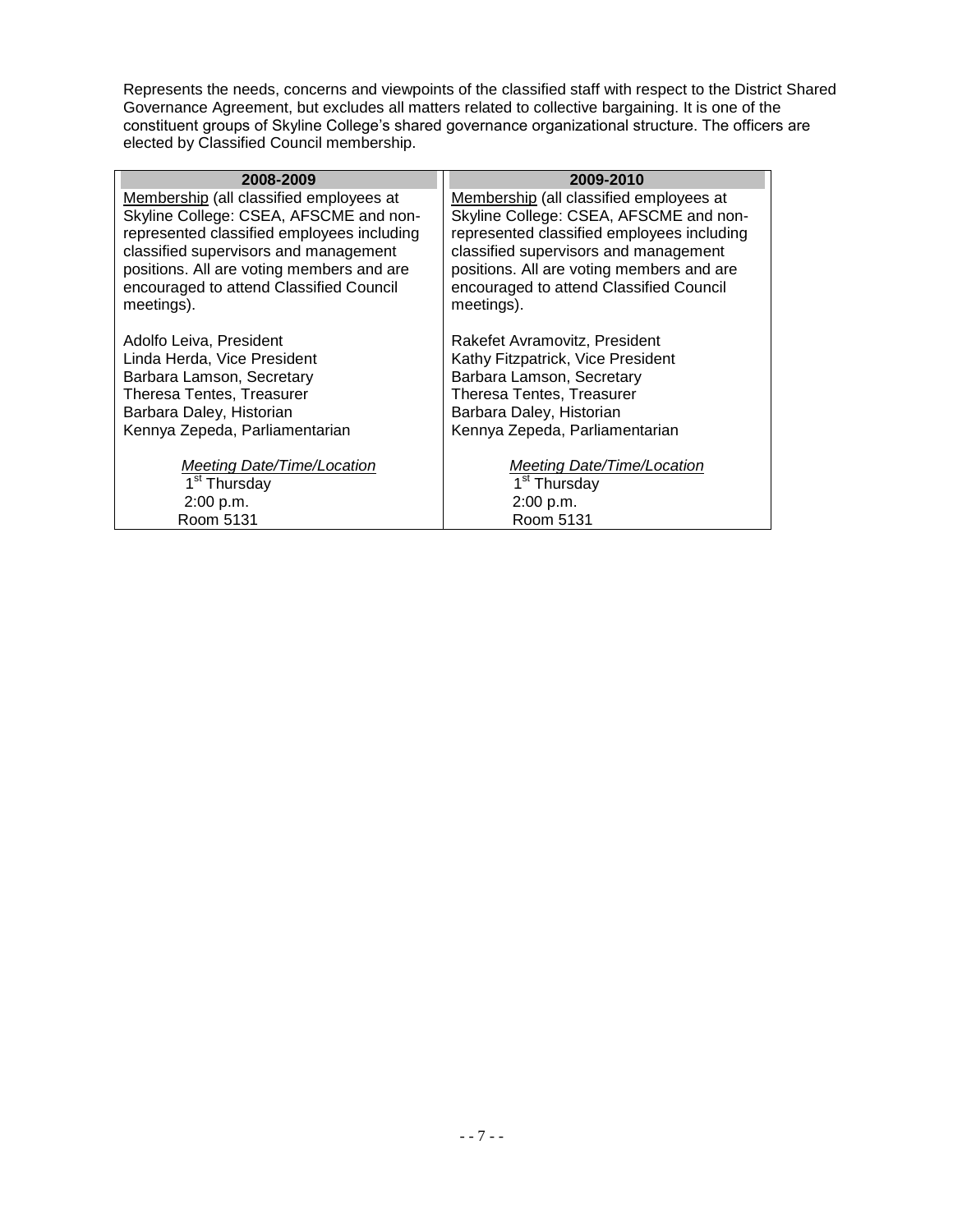Represents the needs, concerns and viewpoints of the classified staff with respect to the District Shared Governance Agreement, but excludes all matters related to collective bargaining. It is one of the constituent groups of Skyline College's shared governance organizational structure. The officers are elected by Classified Council membership.

| 2008-2009 | 2009-2010 |
|---|---|
| Membership (all classified employees at Skyline College: CSEA, AFSCME and non-represented classified employees including classified supervisors and management positions. All are voting members and are encouraged to attend Classified Council meetings). | Membership (all classified employees at Skyline College: CSEA, AFSCME and non-represented classified employees including classified supervisors and management positions. All are voting members and are encouraged to attend Classified Council meetings). |
| Adolfo Leiva, President<br>Linda Herda, Vice President<br>Barbara Lamson, Secretary<br>Theresa Tentes, Treasurer<br>Barbara Daley, Historian<br>Kennya Zepeda, Parliamentarian | Rakefet Avramovitz, President<br>Kathy Fitzpatrick, Vice President<br>Barbara Lamson, Secretary<br>Theresa Tentes, Treasurer<br>Barbara Daley, Historian<br>Kennya Zepeda, Parliamentarian |
| *Meeting Date/Time/Location*<br>1st Thursday<br>2:00 p.m.<br>Room 5131 | *Meeting Date/Time/Location*<br>1st Thursday<br>2:00 p.m.<br>Room 5131 |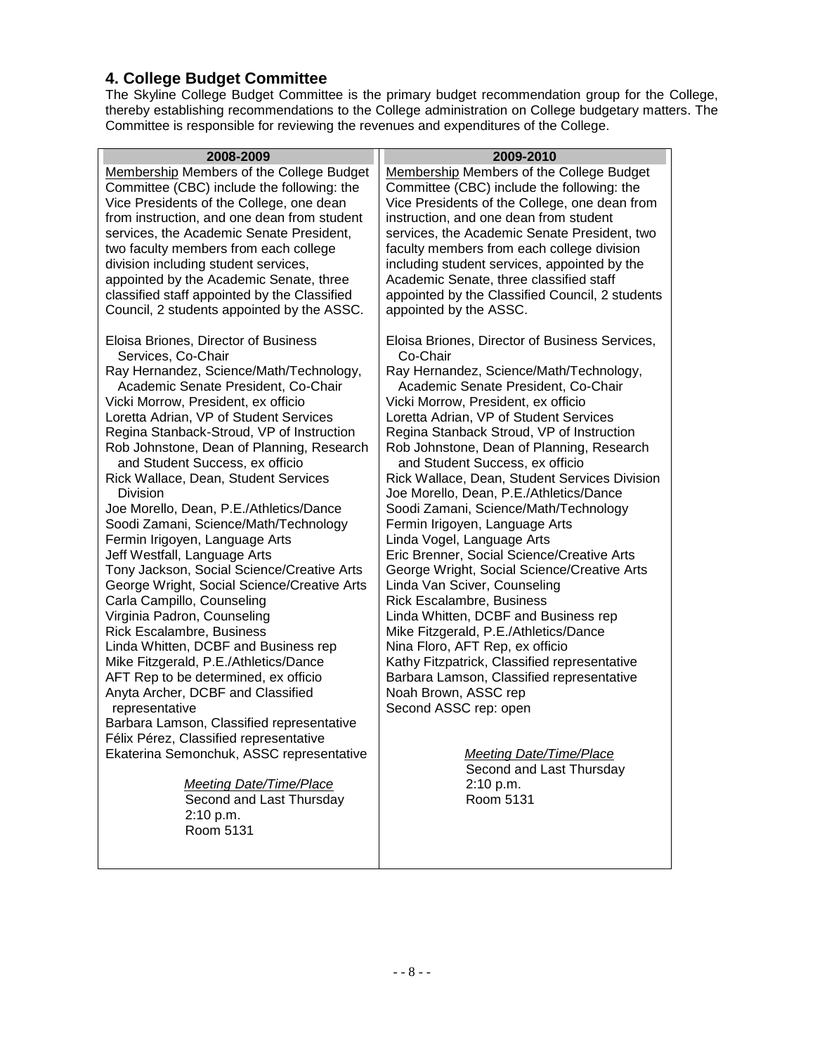## 4. College Budget Committee

The Skyline College Budget Committee is the primary budget recommendation group for the College, thereby establishing recommendations to the College administration on College budgetary matters. The Committee is responsible for reviewing the revenues and expenditures of the College.

| 2008-2009 | 2009-2010 |
|---|---|
| Membership Members of the College Budget Committee (CBC) include the following: the Vice Presidents of the College, one dean from instruction, and one dean from student services, the Academic Senate President, two faculty members from each college division including student services, appointed by the Academic Senate, three classified staff appointed by the Classified Council, 2 students appointed by the ASSC. | Membership Members of the College Budget Committee (CBC) include the following: the Vice Presidents of the College, one dean from instruction, and one dean from student services, the Academic Senate President, two faculty members from each college division including student services, appointed by the Academic Senate, three classified staff appointed by the Classified Council, 2 students appointed by the ASSC. |
| Eloisa Briones, Director of Business Services, Co-Chair<br>Ray Hernandez, Science/Math/Technology, Academic Senate President, Co-Chair<br>Vicki Morrow, President, ex officio<br>Loretta Adrian, VP of Student Services<br>Regina Stanback-Stroud, VP of Instruction<br>Rob Johnstone, Dean of Planning, Research and Student Success, ex officio<br>Rick Wallace, Dean, Student Services Division<br>Joe Morello, Dean, P.E./Athletics/Dance<br>Soodi Zamani, Science/Math/Technology<br>Fermin Irigoyen, Language Arts<br>Jeff Westfall, Language Arts<br>Tony Jackson, Social Science/Creative Arts<br>George Wright, Social Science/Creative Arts<br>Carla Campillo, Counseling<br>Virginia Padron, Counseling<br>Rick Escalambre, Business<br>Linda Whitten, DCBF and Business rep<br>Mike Fitzgerald, P.E./Athletics/Dance<br>AFT Rep to be determined, ex officio<br>Anyta Archer, DCBF and Classified representative<br>Barbara Lamson, Classified representative<br>Félix Pérez, Classified representative<br>Ekaterina Semonchuk, ASSC representative | Eloisa Briones, Director of Business Services, Co-Chair<br>Ray Hernandez, Science/Math/Technology, Academic Senate President, Co-Chair<br>Vicki Morrow, President, ex officio<br>Loretta Adrian, VP of Student Services<br>Regina Stanback Stroud, VP of Instruction<br>Rob Johnstone, Dean of Planning, Research and Student Success, ex officio<br>Rick Wallace, Dean, Student Services Division<br>Joe Morello, Dean, P.E./Athletics/Dance<br>Soodi Zamani, Science/Math/Technology<br>Fermin Irigoyen, Language Arts<br>Linda Vogel, Language Arts<br>Eric Brenner, Social Science/Creative Arts<br>George Wright, Social Science/Creative Arts<br>Linda Van Sciver, Counseling<br>Rick Escalambre, Business<br>Linda Whitten, DCBF and Business rep<br>Mike Fitzgerald, P.E./Athletics/Dance<br>Nina Floro, AFT Rep, ex officio<br>Kathy Fitzpatrick, Classified representative<br>Barbara Lamson, Classified representative<br>Noah Brown, ASSC rep<br>Second ASSC rep: open |
| *Meeting Date/Time/Place*<br>Second and Last Thursday<br>2:10 p.m.<br>Room 5131 | *Meeting Date/Time/Place*<br>Second and Last Thursday<br>2:10 p.m.<br>Room 5131 |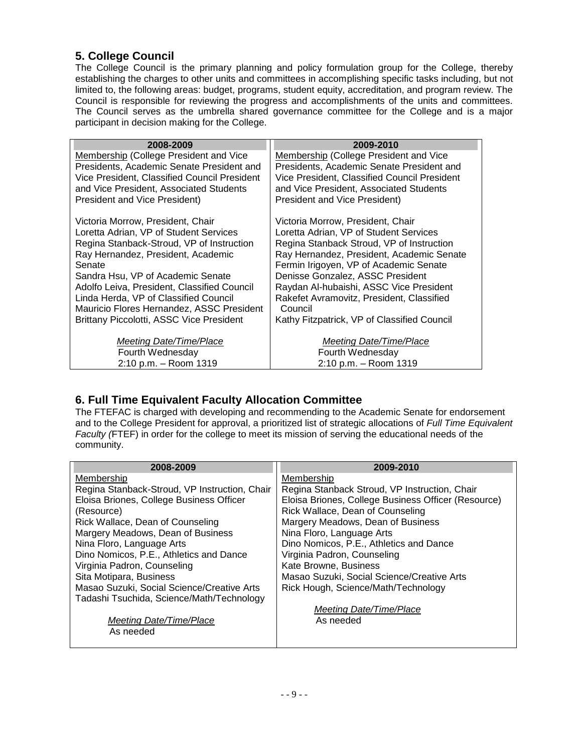## 5. College Council

The College Council is the primary planning and policy formulation group for the College, thereby establishing the charges to other units and committees in accomplishing specific tasks including, but not limited to, the following areas: budget, programs, student equity, accreditation, and program review. The Council is responsible for reviewing the progress and accomplishments of the units and committees. The Council serves as the umbrella shared governance committee for the College and is a major participant in decision making for the College.

| 2008-2009 | 2009-2010 |
|---|---|
| Membership (College President and Vice Presidents, Academic Senate President and Vice President, Classified Council President and Vice President, Associated Students President and Vice President) | Membership (College President and Vice Presidents, Academic Senate President and Vice President, Classified Council President and Vice President, Associated Students President and Vice President) |
| Victoria Morrow, President, Chair<br>Loretta Adrian, VP of Student Services<br>Regina Stanback-Stroud, VP of Instruction<br>Ray Hernandez, President, Academic Senate<br>Sandra Hsu, VP of Academic Senate<br>Adolfo Leiva, President, Classified Council<br>Linda Herda, VP of Classified Council<br>Mauricio Flores Hernandez, ASSC President<br>Brittany Piccolotti, ASSC Vice President | Victoria Morrow, President, Chair<br>Loretta Adrian, VP of Student Services<br>Regina Stanback Stroud, VP of Instruction<br>Ray Hernandez, President, Academic Senate<br>Fermin Irigoyen, VP of Academic Senate<br>Denisse Gonzalez, ASSC President<br>Raydan Al-hubaishi, ASSC Vice President<br>Rakefet Avramovitz, President, Classified Council<br>Kathy Fitzpatrick, VP of Classified Council |
| *Meeting Date/Time/Place*<br>Fourth Wednesday<br>2:10 p.m. – Room 1319 | *Meeting Date/Time/Place*<br>Fourth Wednesday<br>2:10 p.m. – Room 1319 |

## 6. Full Time Equivalent Faculty Allocation Committee

The FTEFAC is charged with developing and recommending to the Academic Senate for endorsement and to the College President for approval, a prioritized list of strategic allocations of *Full Time Equivalent Faculty (*FTEF) in order for the college to meet its mission of serving the educational needs of the community.

| 2008-2009 | 2009-2010 |
|---|---|
| Membership | Membership |
| Regina Stanback-Stroud, VP Instruction, Chair<br>Eloisa Briones, College Business Officer (Resource)<br>Rick Wallace, Dean of Counseling<br>Margery Meadows, Dean of Business<br>Nina Floro, Language Arts<br>Dino Nomicos, P.E., Athletics and Dance<br>Virginia Padron, Counseling<br>Sita Motipara, Business<br>Masao Suzuki, Social Science/Creative Arts<br>Tadashi Tsuchida, Science/Math/Technology | Regina Stanback Stroud, VP Instruction, Chair<br>Eloisa Briones, College Business Officer (Resource)<br>Rick Wallace, Dean of Counseling<br>Margery Meadows, Dean of Business<br>Nina Floro, Language Arts<br>Dino Nomicos, P.E., Athletics and Dance<br>Virginia Padron, Counseling<br>Kate Browne, Business<br>Masao Suzuki, Social Science/Creative Arts<br>Rick Hough, Science/Math/Technology |
| *Meeting Date/Time/Place*<br>As needed | *Meeting Date/Time/Place*<br>As needed |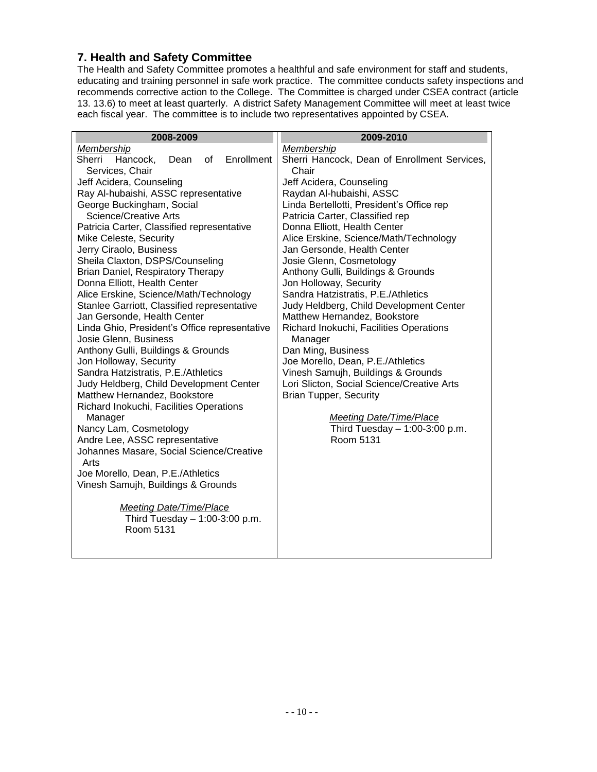## 7. Health and Safety Committee

The Health and Safety Committee promotes a healthful and safe environment for staff and students, educating and training personnel in safe work practice. The committee conducts safety inspections and recommends corrective action to the College. The Committee is charged under CSEA contract (article 13. 13.6) to meet at least quarterly. A district Safety Management Committee will meet at least twice each fiscal year. The committee is to include two representatives appointed by CSEA.

| 2008-2009 | 2009-2010 |
|---|---|
| *Membership*<br>Sherri Hancock, Dean of Enrollment Services, Chair<br>Jeff Acidera, Counseling<br>Ray Al-hubaishi, ASSC representative<br>George Buckingham, Social Science/Creative Arts<br>Patricia Carter, Classified representative<br>Mike Celeste, Security<br>Jerry Ciraolo, Business<br>Sheila Claxton, DSPS/Counseling<br>Brian Daniel, Respiratory Therapy<br>Donna Elliott, Health Center<br>Alice Erskine, Science/Math/Technology<br>Stanlee Garriott, Classified representative<br>Jan Gersonde, Health Center<br>Linda Ghio, President's Office representative<br>Josie Glenn, Business<br>Anthony Gulli, Buildings & Grounds<br>Jon Holloway, Security<br>Sandra Hatzistratis, P.E./Athletics<br>Judy Heldberg, Child Development Center<br>Matthew Hernandez, Bookstore<br>Richard Inokuchi, Facilities Operations Manager<br>Nancy Lam, Cosmetology<br>Andre Lee, ASSC representative<br>Johannes Masare, Social Science/Creative Arts<br>Joe Morello, Dean, P.E./Athletics<br>Vinesh Samujh, Buildings & Grounds<br><br>*Meeting Date/Time/Place*<br>Third Tuesday – 1:00-3:00 p.m.<br>Room 5131 | *Membership*<br>Sherri Hancock, Dean of Enrollment Services, Chair<br>Jeff Acidera, Counseling<br>Raydan Al-hubaishi, ASSC<br>Linda Bertellotti, President's Office rep<br>Patricia Carter, Classified rep<br>Donna Elliott, Health Center<br>Alice Erskine, Science/Math/Technology<br>Jan Gersonde, Health Center<br>Josie Glenn, Cosmetology<br>Anthony Gulli, Buildings & Grounds<br>Jon Holloway, Security<br>Sandra Hatzistratis, P.E./Athletics<br>Judy Heldberg, Child Development Center<br>Matthew Hernandez, Bookstore<br>Richard Inokuchi, Facilities Operations Manager<br>Dan Ming, Business<br>Joe Morello, Dean, P.E./Athletics<br>Vinesh Samujh, Buildings & Grounds<br>Lori Slicton, Social Science/Creative Arts<br>Brian Tupper, Security<br><br>*Meeting Date/Time/Place*<br>Third Tuesday – 1:00-3:00 p.m.<br>Room 5131 |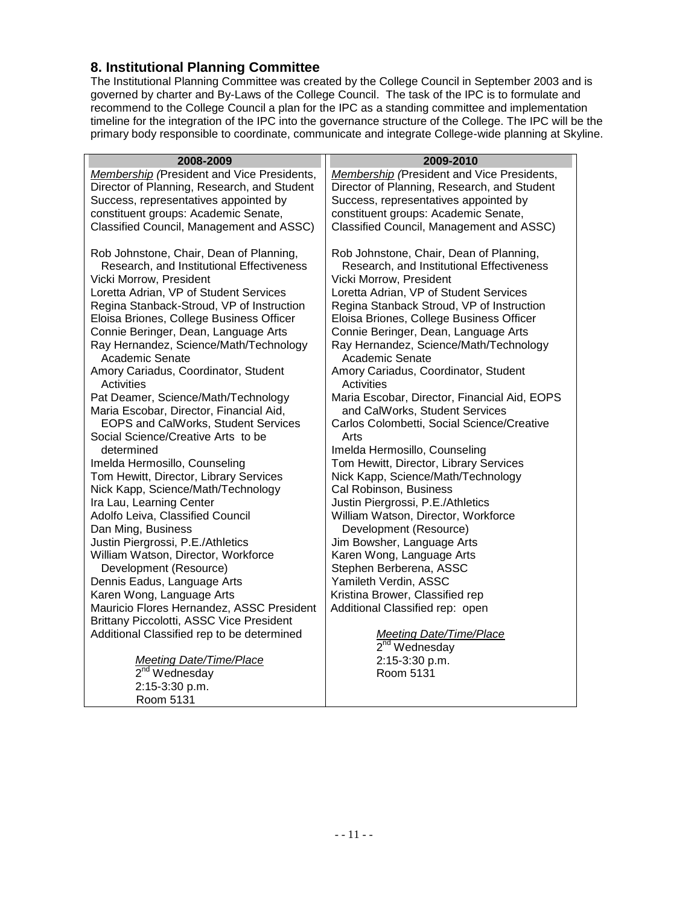## 8. Institutional Planning Committee

The Institutional Planning Committee was created by the College Council in September 2003 and is governed by charter and By-Laws of the College Council. The task of the IPC is to formulate and recommend to the College Council a plan for the IPC as a standing committee and implementation timeline for the integration of the IPC into the governance structure of the College. The IPC will be the primary body responsible to coordinate, communicate and integrate College-wide planning at Skyline.

| 2008-2009 | 2009-2010 |
|---|---|
| *Membership (*President and Vice Presidents, Director of Planning, Research, and Student Success, representatives appointed by constituent groups: Academic Senate, Classified Council, Management and ASSC)<br><br>Rob Johnstone, Chair, Dean of Planning, Research, and Institutional Effectiveness<br>Vicki Morrow, President<br>Loretta Adrian, VP of Student Services<br>Regina Stanback-Stroud, VP of Instruction<br>Eloisa Briones, College Business Officer<br>Connie Beringer, Dean, Language Arts<br>Ray Hernandez, Science/Math/Technology Academic Senate<br>Amory Cariadus, Coordinator, Student Activities<br>Pat Deamer, Science/Math/Technology<br>Maria Escobar, Director, Financial Aid, EOPS and CalWorks, Student Services<br>Social Science/Creative Arts to be determined<br>Imelda Hermosillo, Counseling<br>Tom Hewitt, Director, Library Services<br>Nick Kapp, Science/Math/Technology<br>Ira Lau, Learning Center<br>Adolfo Leiva, Classified Council<br>Dan Ming, Business<br>Justin Piergrossi, P.E./Athletics<br>William Watson, Director, Workforce Development (Resource)<br>Dennis Eadus, Language Arts<br>Karen Wong, Language Arts<br>Mauricio Flores Hernandez, ASSC President<br>Brittany Piccolotti, ASSC Vice President<br>Additional Classified rep to be determined<br><br>*Meeting Date/Time/Place*<br>2nd Wednesday<br>2:15-3:30 p.m.<br>Room 5131 | *Membership (*President and Vice Presidents, Director of Planning, Research, and Student Success, representatives appointed by constituent groups: Academic Senate, Classified Council, Management and ASSC)<br><br>Rob Johnstone, Chair, Dean of Planning, Research, and Institutional Effectiveness<br>Vicki Morrow, President<br>Loretta Adrian, VP of Student Services<br>Regina Stanback Stroud, VP of Instruction<br>Eloisa Briones, College Business Officer<br>Connie Beringer, Dean, Language Arts<br>Ray Hernandez, Science/Math/Technology Academic Senate<br>Amory Cariadus, Coordinator, Student Activities<br>Maria Escobar, Director, Financial Aid, EOPS and CalWorks, Student Services<br>Carlos Colombetti, Social Science/Creative Arts<br>Imelda Hermosillo, Counseling<br>Tom Hewitt, Director, Library Services<br>Nick Kapp, Science/Math/Technology<br>Cal Robinson, Business<br>Justin Piergrossi, P.E./Athletics<br>William Watson, Director, Workforce Development (Resource)<br>Jim Bowsher, Language Arts<br>Karen Wong, Language Arts<br>Stephen Berberena, ASSC<br>Yamileth Verdin, ASSC<br>Kristina Brower, Classified rep<br>Additional Classified rep: open<br><br>*Meeting Date/Time/Place*<br>2nd Wednesday<br>2:15-3:30 p.m.<br>Room 5131 |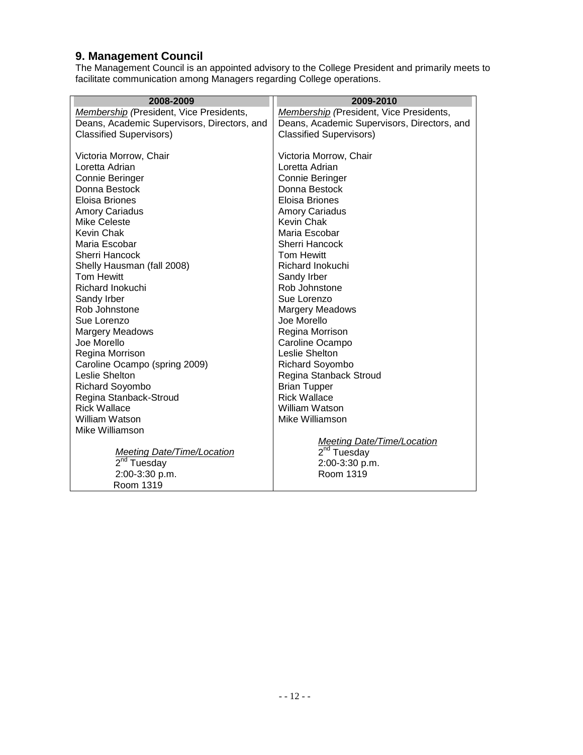## 9. Management Council

The Management Council is an appointed advisory to the College President and primarily meets to facilitate communication among Managers regarding College operations.

| 2008-2009 | 2009-2010 |
|---|---|
| *Membership (President, Vice Presidents, Deans, Academic Supervisors, Directors, and Classified Supervisors)* | *Membership (President, Vice Presidents, Deans, Academic Supervisors, Directors, and Classified Supervisors)* |
| Victoria Morrow, Chair<br>Loretta Adrian<br>Connie Beringer<br>Donna Bestock<br>Eloisa Briones<br>Amory Cariadus<br>Mike Celeste<br>Kevin Chak<br>Maria Escobar<br>Sherri Hancock<br>Shelly Hausman (fall 2008)<br>Tom Hewitt<br>Richard Inokuchi<br>Sandy Irber<br>Rob Johnstone<br>Sue Lorenzo<br>Margery Meadows<br>Joe Morello<br>Regina Morrison<br>Caroline Ocampo (spring 2009)<br>Leslie Shelton<br>Richard Soyombo<br>Regina Stanback-Stroud<br>Rick Wallace<br>William Watson<br>Mike Williamson | Victoria Morrow, Chair<br>Loretta Adrian<br>Connie Beringer<br>Donna Bestock<br>Eloisa Briones<br>Amory Cariadus<br>Kevin Chak<br>Maria Escobar<br>Sherri Hancock<br>Tom Hewitt<br>Richard Inokuchi<br>Sandy Irber<br>Rob Johnstone<br>Sue Lorenzo<br>Margery Meadows<br>Joe Morello<br>Regina Morrison<br>Caroline Ocampo<br>Leslie Shelton<br>Richard Soyombo<br>Regina Stanback Stroud<br>Brian Tupper<br>Rick Wallace<br>William Watson<br>Mike Williamson |
| *Meeting Date/Time/Location*<br>2nd Tuesday<br>2:00-3:30 p.m.<br>Room 1319 | *Meeting Date/Time/Location*<br>2nd Tuesday<br>2:00-3:30 p.m.<br>Room 1319 |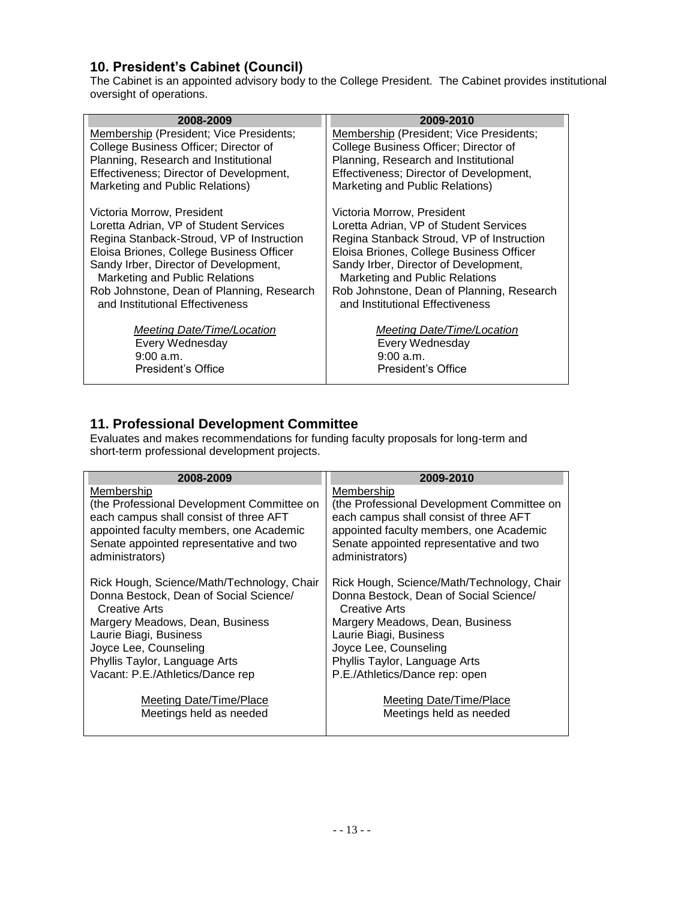## 10. President's Cabinet (Council)

The Cabinet is an appointed advisory body to the College President. The Cabinet provides institutional oversight of operations.

| 2008-2009 | 2009-2010 |
|---|---|
| Membership (President; Vice Presidents; College Business Officer; Director of Planning, Research and Institutional Effectiveness; Director of Development, Marketing and Public Relations) | Membership (President; Vice Presidents; College Business Officer; Director of Planning, Research and Institutional Effectiveness; Director of Development, Marketing and Public Relations) |
| Victoria Morrow, President<br>Loretta Adrian, VP of Student Services<br>Regina Stanback-Stroud, VP of Instruction<br>Eloisa Briones, College Business Officer<br>Sandy Irber, Director of Development, Marketing and Public Relations<br>Rob Johnstone, Dean of Planning, Research and Institutional Effectiveness | Victoria Morrow, President<br>Loretta Adrian, VP of Student Services<br>Regina Stanback Stroud, VP of Instruction<br>Eloisa Briones, College Business Officer<br>Sandy Irber, Director of Development, Marketing and Public Relations<br>Rob Johnstone, Dean of Planning, Research and Institutional Effectiveness |
| *Meeting Date/Time/Location*<br>Every Wednesday<br>9:00 a.m.<br>President's Office | *Meeting Date/Time/Location*<br>Every Wednesday<br>9:00 a.m.<br>President's Office |

## 11. Professional Development Committee

Evaluates and makes recommendations for funding faculty proposals for long-term and short-term professional development projects.

| 2008-2009 | 2009-2010 |
|---|---|
| Membership<br>(the Professional Development Committee on each campus shall consist of three AFT appointed faculty members, one Academic Senate appointed representative and two administrators) | Membership<br>(the Professional Development Committee on each campus shall consist of three AFT appointed faculty members, one Academic Senate appointed representative and two administrators) |
| Rick Hough, Science/Math/Technology, Chair<br>Donna Bestock, Dean of Social Science/ Creative Arts<br>Margery Meadows, Dean, Business<br>Laurie Biagi, Business<br>Joyce Lee, Counseling<br>Phyllis Taylor, Language Arts<br>Vacant: P.E./Athletics/Dance rep | Rick Hough, Science/Math/Technology, Chair<br>Donna Bestock, Dean of Social Science/ Creative Arts<br>Margery Meadows, Dean, Business<br>Laurie Biagi, Business<br>Joyce Lee, Counseling<br>Phyllis Taylor, Language Arts<br>P.E./Athletics/Dance rep: open |
| Meeting Date/Time/Place<br>Meetings held as needed | Meeting Date/Time/Place<br>Meetings held as needed |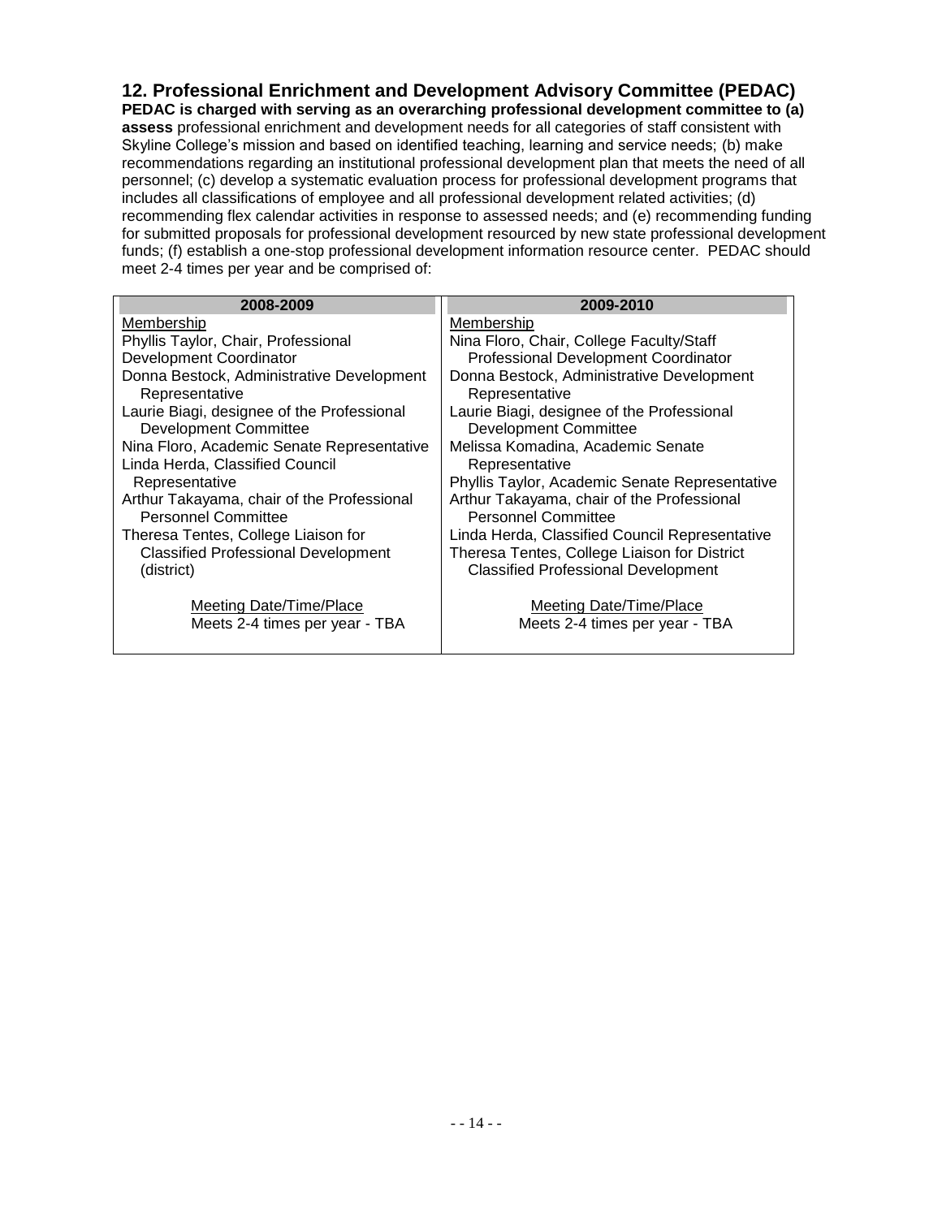## 12. Professional Enrichment and Development Advisory Committee (PEDAC)

**PEDAC is charged with serving as an overarching professional development committee to (a) assess** professional enrichment and development needs for all categories of staff consistent with Skyline College's mission and based on identified teaching, learning and service needs; (b) make recommendations regarding an institutional professional development plan that meets the need of all personnel; (c) develop a systematic evaluation process for professional development programs that includes all classifications of employee and all professional development related activities; (d) recommending flex calendar activities in response to assessed needs; and (e) recommending funding for submitted proposals for professional development resourced by new state professional development funds; (f) establish a one-stop professional development information resource center. PEDAC should meet 2-4 times per year and be comprised of:

| 2008-2009 | 2009-2010 |
|---|---|
| Membership | Membership |
| Phyllis Taylor, Chair, Professional Development Coordinator | Nina Floro, Chair, College Faculty/Staff Professional Development Coordinator |
| Donna Bestock, Administrative Development Representative | Donna Bestock, Administrative Development Representative |
| Laurie Biagi, designee of the Professional Development Committee | Laurie Biagi, designee of the Professional Development Committee |
| Nina Floro, Academic Senate Representative | Melissa Komadina, Academic Senate Representative |
| Linda Herda, Classified Council Representative | Phyllis Taylor, Academic Senate Representative |
| Arthur Takayama, chair of the Professional Personnel Committee | Arthur Takayama, chair of the Professional Personnel Committee |
| Theresa Tentes, College Liaison for Classified Professional Development (district) | Linda Herda, Classified Council Representative |
| | Theresa Tentes, College Liaison for District Classified Professional Development |
| Meeting Date/Time/Place | Meeting Date/Time/Place |
| Meets 2-4 times per year - TBA | Meets 2-4 times per year - TBA |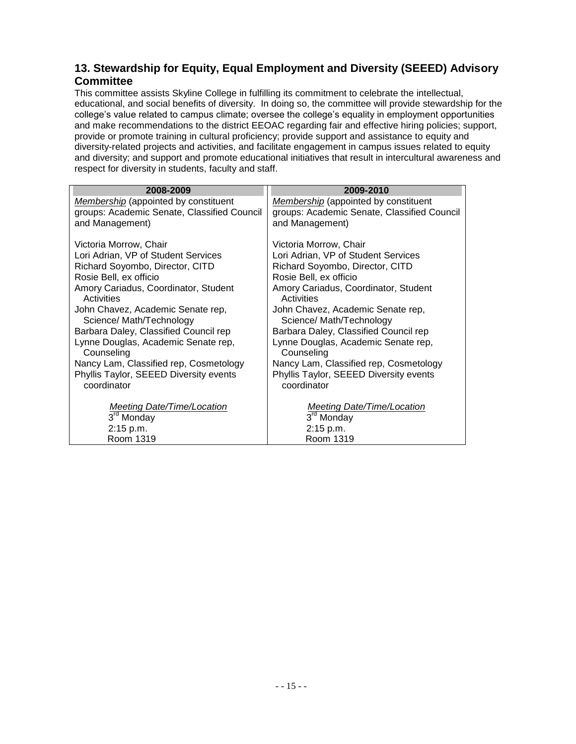## 13. Stewardship for Equity, Equal Employment and Diversity (SEEED) Advisory Committee

This committee assists Skyline College in fulfilling its commitment to celebrate the intellectual, educational, and social benefits of diversity. In doing so, the committee will provide stewardship for the college's value related to campus climate; oversee the college's equality in employment opportunities and make recommendations to the district EEOAC regarding fair and effective hiring policies; support, provide or promote training in cultural proficiency; provide support and assistance to equity and diversity-related projects and activities, and facilitate engagement in campus issues related to equity and diversity; and support and promote educational initiatives that result in intercultural awareness and respect for diversity in students, faculty and staff.

| 2008-2009 | 2009-2010 |
|---|---|
| *Membership* (appointed by constituent groups: Academic Senate, Classified Council and Management) | *Membership* (appointed by constituent groups: Academic Senate, Classified Council and Management) |
| Victoria Morrow, Chair | Victoria Morrow, Chair |
| Lori Adrian, VP of Student Services | Lori Adrian, VP of Student Services |
| Richard Soyombo, Director, CITD | Richard Soyombo, Director, CITD |
| Rosie Bell, ex officio | Rosie Bell, ex officio |
| Amory Cariadus, Coordinator, Student Activities | Amory Cariadus, Coordinator, Student Activities |
| John Chavez, Academic Senate rep, Science/ Math/Technology | John Chavez, Academic Senate rep, Science/ Math/Technology |
| Barbara Daley, Classified Council rep | Barbara Daley, Classified Council rep |
| Lynne Douglas, Academic Senate rep, Counseling | Lynne Douglas, Academic Senate rep, Counseling |
| Nancy Lam, Classified rep, Cosmetology | Nancy Lam, Classified rep, Cosmetology |
| Phyllis Taylor, SEEED Diversity events coordinator | Phyllis Taylor, SEEED Diversity events coordinator |
| *Meeting Date/Time/Location* | *Meeting Date/Time/Location* |
| 3rd Monday | 3rd Monday |
| 2:15 p.m. | 2:15 p.m. |
| Room 1319 | Room 1319 |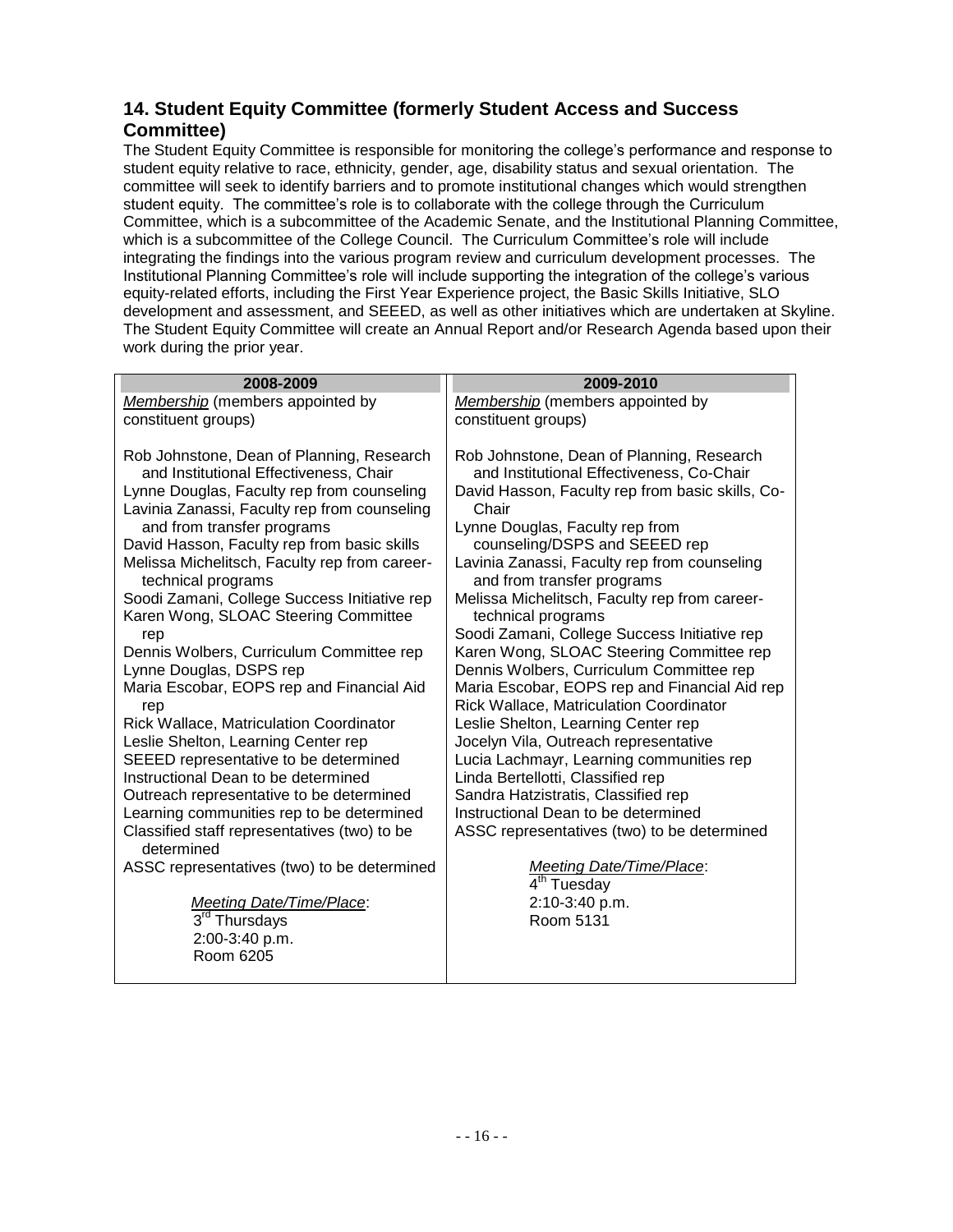## 14. Student Equity Committee (formerly Student Access and Success Committee)

The Student Equity Committee is responsible for monitoring the college's performance and response to student equity relative to race, ethnicity, gender, age, disability status and sexual orientation. The committee will seek to identify barriers and to promote institutional changes which would strengthen student equity. The committee's role is to collaborate with the college through the Curriculum Committee, which is a subcommittee of the Academic Senate, and the Institutional Planning Committee, which is a subcommittee of the College Council. The Curriculum Committee's role will include integrating the findings into the various program review and curriculum development processes. The Institutional Planning Committee's role will include supporting the integration of the college's various equity-related efforts, including the First Year Experience project, the Basic Skills Initiative, SLO development and assessment, and SEEED, as well as other initiatives which are undertaken at Skyline. The Student Equity Committee will create an Annual Report and/or Research Agenda based upon their work during the prior year.

| 2008-2009 | 2009-2010 |
|---|---|
| *Membership* (members appointed by constituent groups) | *Membership* (members appointed by constituent groups) |
| Rob Johnstone, Dean of Planning, Research and Institutional Effectiveness, Chair<br>Lynne Douglas, Faculty rep from counseling<br>Lavinia Zanassi, Faculty rep from counseling and from transfer programs<br>David Hasson, Faculty rep from basic skills<br>Melissa Michelitsch, Faculty rep from career-technical programs<br>Soodi Zamani, College Success Initiative rep<br>Karen Wong, SLOAC Steering Committee rep<br>Dennis Wolbers, Curriculum Committee rep<br>Lynne Douglas, DSPS rep<br>Maria Escobar, EOPS rep and Financial Aid rep<br>Rick Wallace, Matriculation Coordinator<br>Leslie Shelton, Learning Center rep<br>SEEED representative to be determined<br>Instructional Dean to be determined<br>Outreach representative to be determined<br>Learning communities rep to be determined<br>Classified staff representatives (two) to be determined<br>ASSC representatives (two) to be determined | Rob Johnstone, Dean of Planning, Research and Institutional Effectiveness, Co-Chair<br>David Hasson, Faculty rep from basic skills, Co-Chair<br>Lynne Douglas, Faculty rep from counseling/DSPS and SEEED rep<br>Lavinia Zanassi, Faculty rep from counseling and from transfer programs<br>Melissa Michelitsch, Faculty rep from career-technical programs<br>Soodi Zamani, College Success Initiative rep<br>Karen Wong, SLOAC Steering Committee rep<br>Dennis Wolbers, Curriculum Committee rep<br>Maria Escobar, EOPS rep and Financial Aid rep<br>Rick Wallace, Matriculation Coordinator<br>Leslie Shelton, Learning Center rep<br>Jocelyn Vila, Outreach representative<br>Lucia Lachmayr, Learning communities rep<br>Linda Bertellotti, Classified rep<br>Sandra Hatzistratis, Classified rep<br>Instructional Dean to be determined<br>ASSC representatives (two) to be determined |
| *Meeting Date/Time/Place*:<br>3rd Thursdays<br>2:00-3:40 p.m.<br>Room 6205 | *Meeting Date/Time/Place*:<br>4th Tuesday<br>2:10-3:40 p.m.<br>Room 5131 |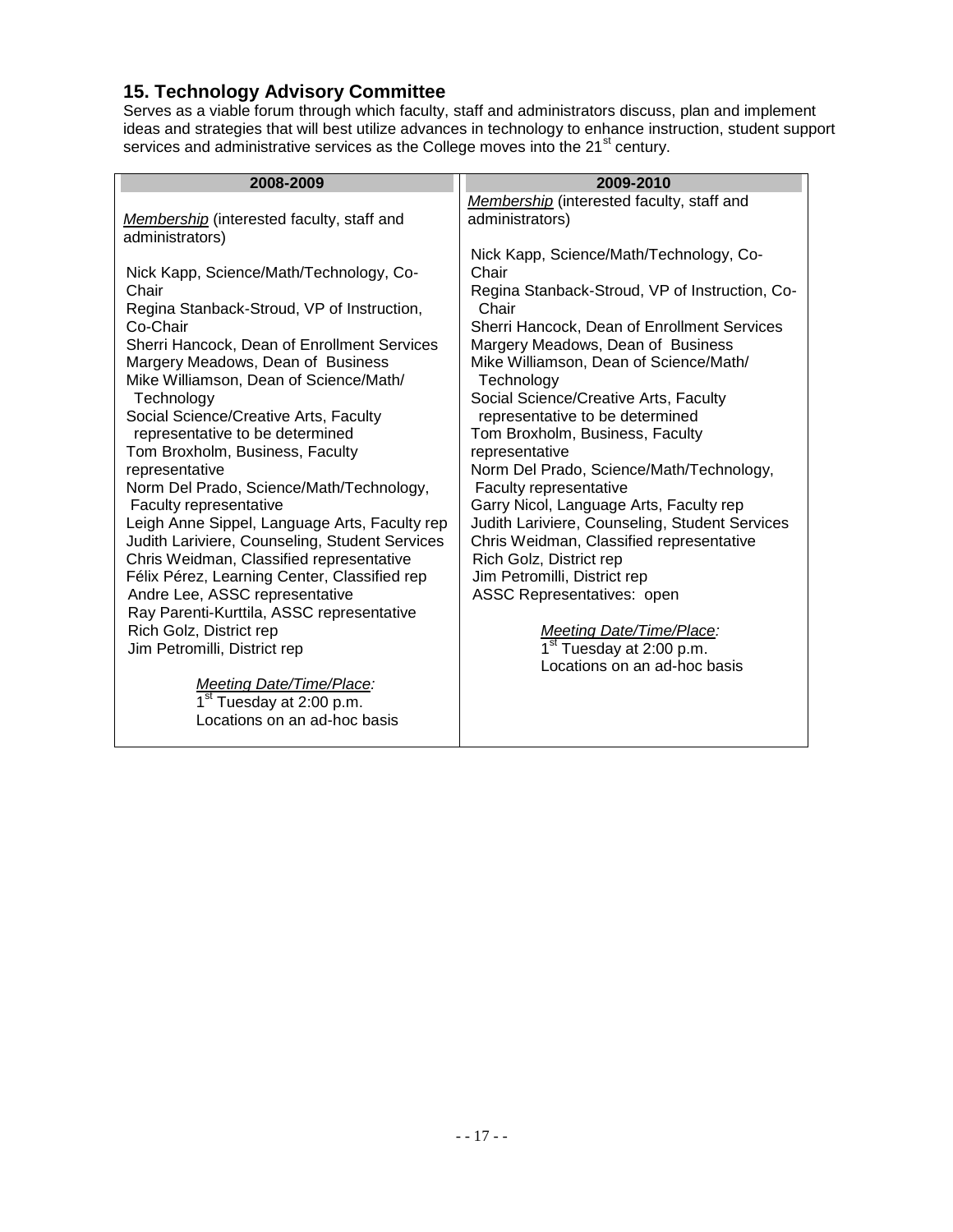## 15. Technology Advisory Committee

Serves as a viable forum through which faculty, staff and administrators discuss, plan and implement ideas and strategies that will best utilize advances in technology to enhance instruction, student support services and administrative services as the College moves into the 21st century.

| 2008-2009 | 2009-2010 |
|---|---|
| *Membership* (interested faculty, staff and administrators)<br><br>Nick Kapp, Science/Math/Technology, Co-Chair<br>Regina Stanback-Stroud, VP of Instruction, Co-Chair<br>Sherri Hancock, Dean of Enrollment Services<br>Margery Meadows, Dean of Business<br>Mike Williamson, Dean of Science/Math/Technology<br>Social Science/Creative Arts, Faculty representative to be determined<br>Tom Broxholm, Business, Faculty representative<br>Norm Del Prado, Science/Math/Technology, Faculty representative<br>Leigh Anne Sippel, Language Arts, Faculty rep<br>Judith Lariviere, Counseling, Student Services<br>Chris Weidman, Classified representative<br>Félix Pérez, Learning Center, Classified rep<br>Andre Lee, ASSC representative<br>Ray Parenti-Kurttila, ASSC representative<br>Rich Golz, District rep<br>Jim Petromilli, District rep<br><br>*Meeting Date/Time/Place:*<br>1st Tuesday at 2:00 p.m.<br>Locations on an ad-hoc basis | *Membership* (interested faculty, staff and administrators)<br><br>Nick Kapp, Science/Math/Technology, Co-Chair<br>Regina Stanback-Stroud, VP of Instruction, Co-Chair<br>Sherri Hancock, Dean of Enrollment Services<br>Margery Meadows, Dean of Business<br>Mike Williamson, Dean of Science/Math/Technology<br>Social Science/Creative Arts, Faculty representative to be determined<br>Tom Broxholm, Business, Faculty representative<br>Norm Del Prado, Science/Math/Technology, Faculty representative<br>Garry Nicol, Language Arts, Faculty rep<br>Judith Lariviere, Counseling, Student Services<br>Chris Weidman, Classified representative<br>Rich Golz, District rep<br>Jim Petromilli, District rep<br>ASSC Representatives: open<br><br>*Meeting Date/Time/Place:*<br>1st Tuesday at 2:00 p.m.<br>Locations on an ad-hoc basis |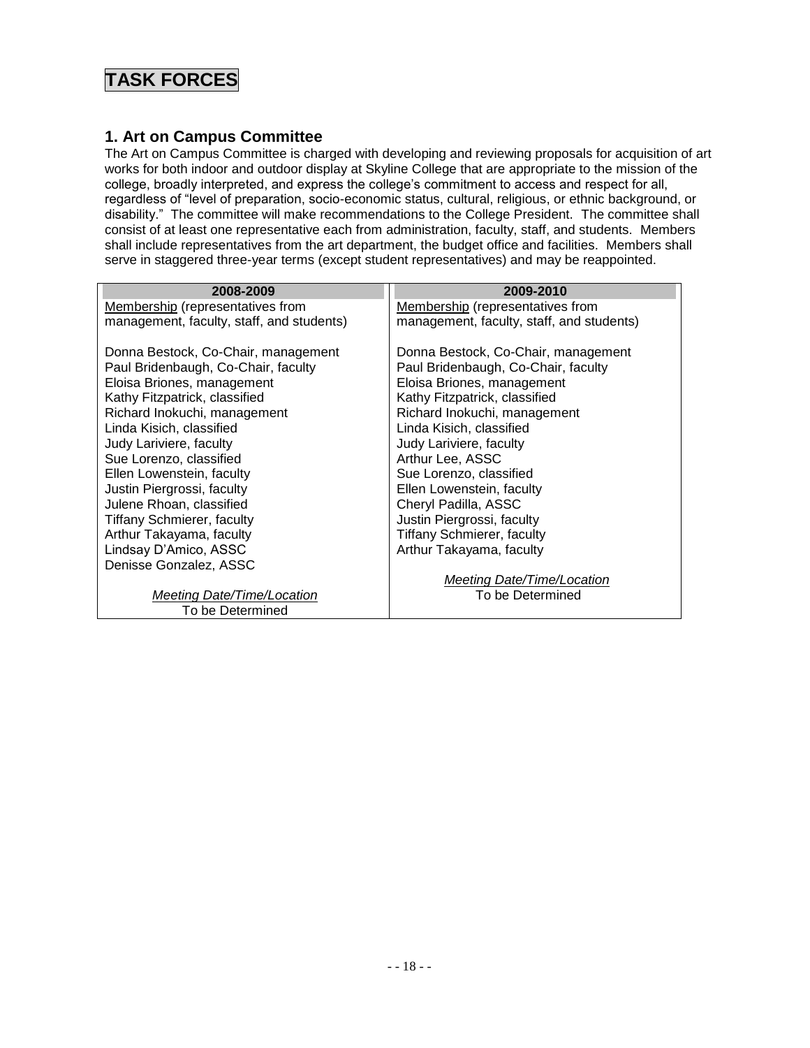# TASK FORCES

## 1. Art on Campus Committee

The Art on Campus Committee is charged with developing and reviewing proposals for acquisition of art works for both indoor and outdoor display at Skyline College that are appropriate to the mission of the college, broadly interpreted, and express the college's commitment to access and respect for all, regardless of "level of preparation, socio-economic status, cultural, religious, or ethnic background, or disability." The committee will make recommendations to the College President. The committee shall consist of at least one representative each from administration, faculty, staff, and students. Members shall include representatives from the art department, the budget office and facilities. Members shall serve in staggered three-year terms (except student representatives) and may be reappointed.

| 2008-2009 | 2009-2010 |
|---|---|
| Membership (representatives from management, faculty, staff, and students) | Membership (representatives from management, faculty, staff, and students) |
| Donna Bestock, Co-Chair, management | Donna Bestock, Co-Chair, management |
| Paul Bridenbaugh, Co-Chair, faculty | Paul Bridenbaugh, Co-Chair, faculty |
| Eloisa Briones, management | Eloisa Briones, management |
| Kathy Fitzpatrick, classified | Kathy Fitzpatrick, classified |
| Richard Inokuchi, management | Richard Inokuchi, management |
| Linda Kisich, classified | Linda Kisich, classified |
| Judy Lariviere, faculty | Judy Lariviere, faculty |
| Sue Lorenzo, classified | Arthur Lee, ASSC |
| Ellen Lowenstein, faculty | Sue Lorenzo, classified |
| Justin Piergrossi, faculty | Ellen Lowenstein, faculty |
| Julene Rhoan, classified | Cheryl Padilla, ASSC |
| Tiffany Schmierer, faculty | Justin Piergrossi, faculty |
| Arthur Takayama, faculty | Tiffany Schmierer, faculty |
| Lindsay D'Amico, ASSC | Arthur Takayama, faculty |
| Denisse Gonzalez, ASSC | |
| *Meeting Date/Time/Location* | *Meeting Date/Time/Location* |
| To be Determined | To be Determined |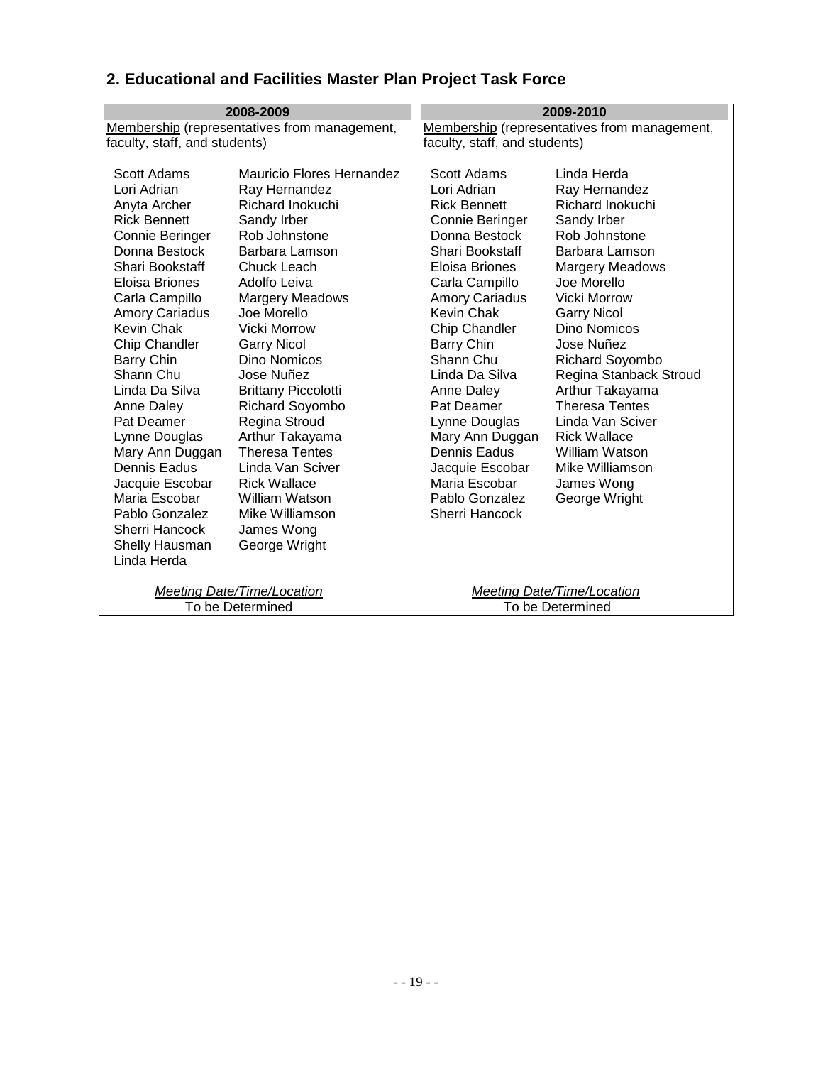## 2. Educational and Facilities Master Plan Project Task Force

| 2008-2009 | 2009-2010 |
|---|---|
| Membership (representatives from management, faculty, staff, and students) | Membership (representatives from management, faculty, staff, and students) |
| Scott Adams<br>Lori Adrian<br>Anyta Archer<br>Rick Bennett<br>Connie Beringer<br>Donna Bestock<br>Shari Bookstaff<br>Eloisa Briones<br>Carla Campillo<br>Amory Cariadus<br>Kevin Chak<br>Chip Chandler<br>Barry Chin<br>Shann Chu<br>Linda Da Silva<br>Anne Daley<br>Pat Deamer<br>Lynne Douglas<br>Mary Ann Duggan<br>Dennis Eadus<br>Jacquie Escobar<br>Maria Escobar<br>Pablo Gonzalez<br>Sherri Hancock<br>Shelly Hausman<br>Linda Herda<br>Mauricio Flores Hernandez<br>Ray Hernandez<br>Richard Inokuchi<br>Sandy Irber<br>Rob Johnstone<br>Barbara Lamson<br>Chuck Leach<br>Adolfo Leiva<br>Margery Meadows<br>Joe Morello<br>Vicki Morrow<br>Garry Nicol<br>Dino Nomicos<br>Jose Nuñez<br>Brittany Piccolotti<br>Richard Soyombo<br>Regina Stroud<br>Arthur Takayama<br>Theresa Tentes<br>Linda Van Sciver<br>Rick Wallace<br>William Watson<br>Mike Williamson<br>James Wong<br>George Wright | Scott Adams<br>Lori Adrian<br>Rick Bennett<br>Connie Beringer<br>Donna Bestock<br>Shari Bookstaff<br>Eloisa Briones<br>Carla Campillo<br>Amory Cariadus<br>Kevin Chak<br>Chip Chandler<br>Barry Chin<br>Shann Chu<br>Linda Da Silva<br>Anne Daley<br>Pat Deamer<br>Lynne Douglas<br>Mary Ann Duggan<br>Dennis Eadus<br>Jacquie Escobar<br>Maria Escobar<br>Pablo Gonzalez<br>Sherri Hancock<br>Linda Herda<br>Ray Hernandez<br>Richard Inokuchi<br>Sandy Irber<br>Rob Johnstone<br>Barbara Lamson<br>Margery Meadows<br>Joe Morello<br>Vicki Morrow<br>Garry Nicol<br>Dino Nomicos<br>Jose Nuñez<br>Richard Soyombo<br>Regina Stanback Stroud<br>Arthur Takayama<br>Theresa Tentes<br>Linda Van Sciver<br>Rick Wallace<br>William Watson<br>Mike Williamson<br>James Wong<br>George Wright |
| *Meeting Date/Time/Location*<br>To be Determined | *Meeting Date/Time/Location*<br>To be Determined |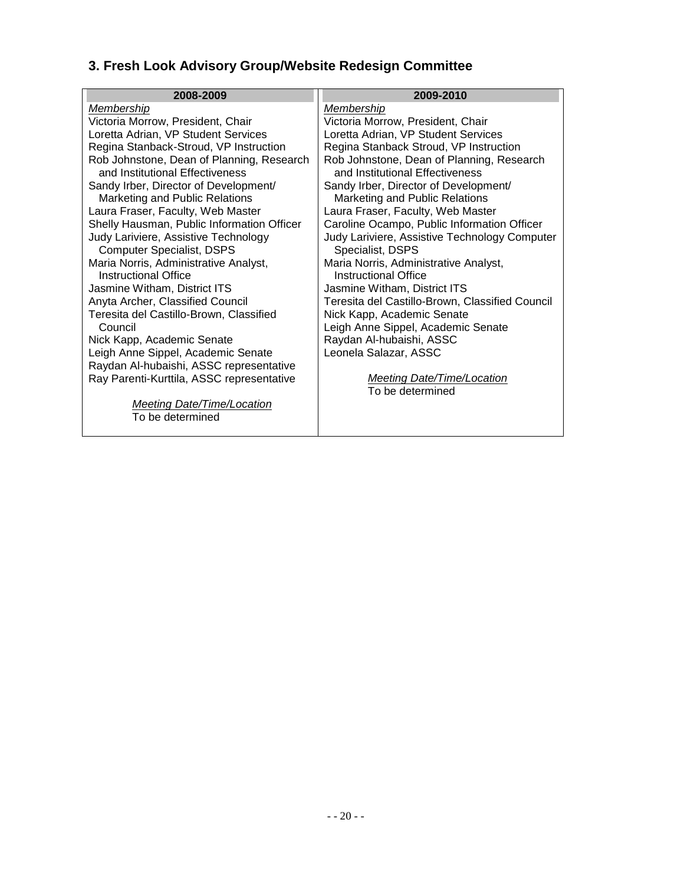### 3. Fresh Look Advisory Group/Website Redesign Committee

| 2008-2009 | 2009-2010 |
|---|---|
| *Membership* | *Membership* |
| Victoria Morrow, President, Chair | Victoria Morrow, President, Chair |
| Loretta Adrian, VP Student Services | Loretta Adrian, VP Student Services |
| Regina Stanback-Stroud, VP Instruction | Regina Stanback Stroud, VP Instruction |
| Rob Johnstone, Dean of Planning, Research and Institutional Effectiveness | Rob Johnstone, Dean of Planning, Research and Institutional Effectiveness |
| Sandy Irber, Director of Development/ Marketing and Public Relations | Sandy Irber, Director of Development/ Marketing and Public Relations |
| Laura Fraser, Faculty, Web Master | Laura Fraser, Faculty, Web Master |
| Shelly Hausman, Public Information Officer | Caroline Ocampo, Public Information Officer |
| Judy Lariviere, Assistive Technology Computer Specialist, DSPS | Judy Lariviere, Assistive Technology Computer Specialist, DSPS |
| Maria Norris, Administrative Analyst, Instructional Office | Maria Norris, Administrative Analyst, Instructional Office |
| Jasmine Witham, District ITS | Jasmine Witham, District ITS |
| Anyta Archer, Classified Council | Teresita del Castillo-Brown, Classified Council |
| Teresita del Castillo-Brown, Classified Council | Nick Kapp, Academic Senate |
| Nick Kapp, Academic Senate | Leigh Anne Sippel, Academic Senate |
| Leigh Anne Sippel, Academic Senate | Raydan Al-hubaishi, ASSC |
| Raydan Al-hubaishi, ASSC representative | Leonela Salazar, ASSC |
| Ray Parenti-Kurttila, ASSC representative | |
| *Meeting Date/Time/Location* | *Meeting Date/Time/Location* |
| To be determined | To be determined |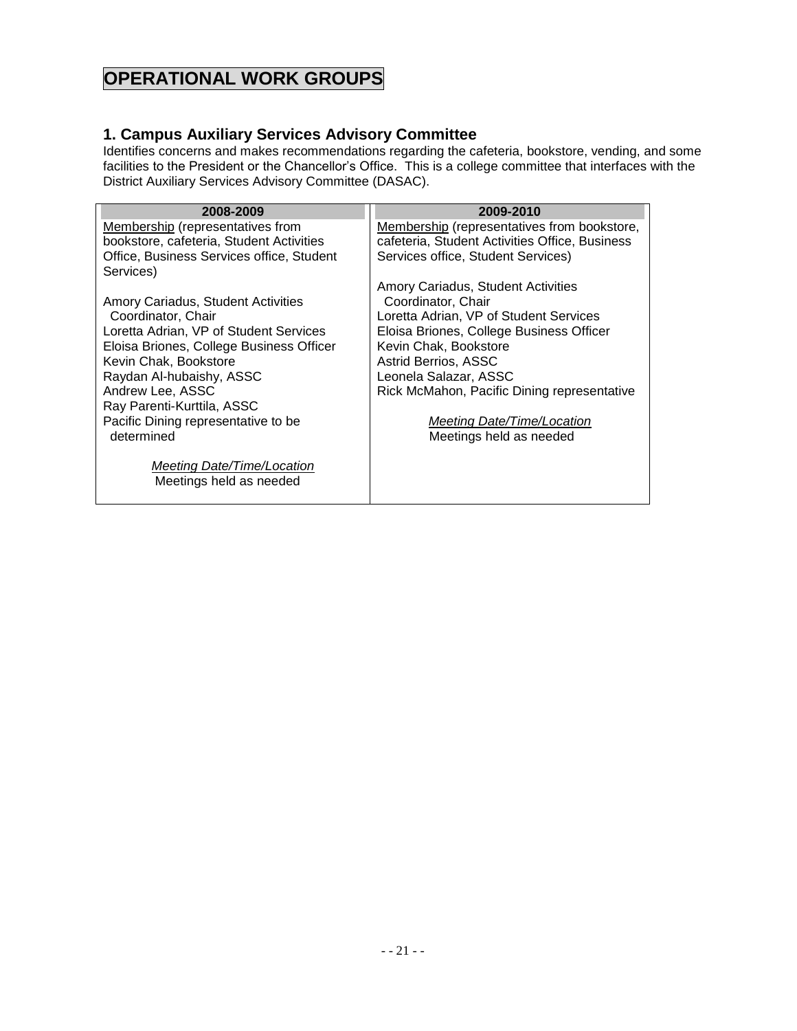# OPERATIONAL WORK GROUPS

## 1. Campus Auxiliary Services Advisory Committee

Identifies concerns and makes recommendations regarding the cafeteria, bookstore, vending, and some facilities to the President or the Chancellor's Office. This is a college committee that interfaces with the District Auxiliary Services Advisory Committee (DASAC).

| 2008-2009 | 2009-2010 |
|---|---|
| Membership (representatives from bookstore, cafeteria, Student Activities Office, Business Services office, Student Services)<br><br>Amory Cariadus, Student Activities Coordinator, Chair<br>Loretta Adrian, VP of Student Services<br>Eloisa Briones, College Business Officer<br>Kevin Chak, Bookstore<br>Raydan Al-hubaishy, ASSC<br>Andrew Lee, ASSC<br>Ray Parenti-Kurttila, ASSC<br>Pacific Dining representative to be determined<br><br>*Meeting Date/Time/Location*<br>Meetings held as needed | Membership (representatives from bookstore, cafeteria, Student Activities Office, Business Services office, Student Services)<br><br>Amory Cariadus, Student Activities Coordinator, Chair<br>Loretta Adrian, VP of Student Services<br>Eloisa Briones, College Business Officer<br>Kevin Chak, Bookstore<br>Astrid Berrios, ASSC<br>Leonela Salazar, ASSC<br>Rick McMahon, Pacific Dining representative<br><br>*Meeting Date/Time/Location*<br>Meetings held as needed |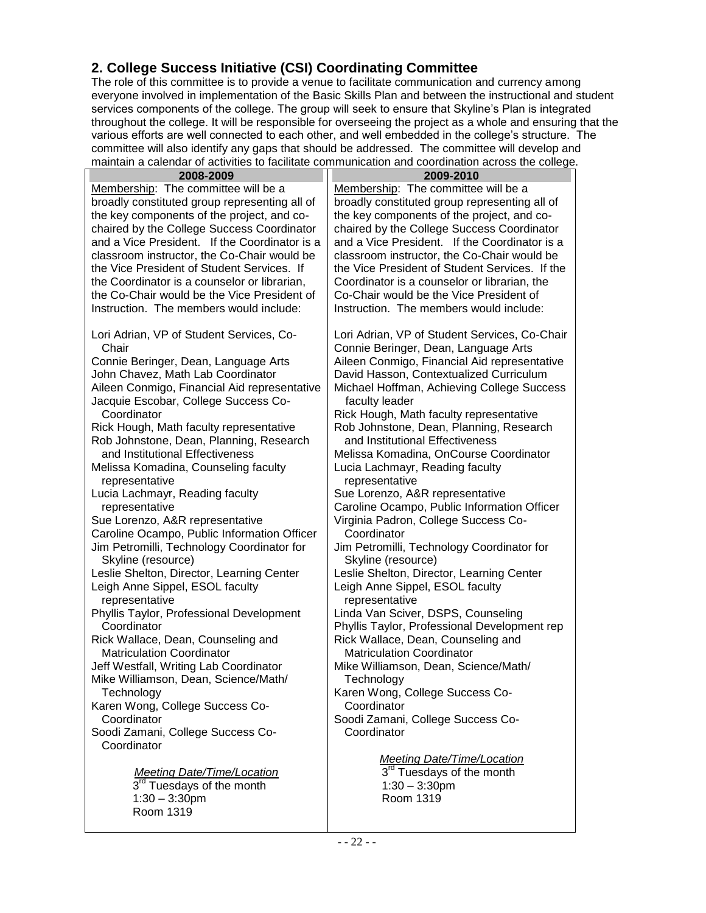## 2. College Success Initiative (CSI) Coordinating Committee

The role of this committee is to provide a venue to facilitate communication and currency among everyone involved in implementation of the Basic Skills Plan and between the instructional and student services components of the college. The group will seek to ensure that Skyline's Plan is integrated throughout the college. It will be responsible for overseeing the project as a whole and ensuring that the various efforts are well connected to each other, and well embedded in the college's structure. The committee will also identify any gaps that should be addressed. The committee will develop and maintain a calendar of activities to facilitate communication and coordination across the college.

| 2008-2009 | 2009-2010 |
| --- | --- |
| Membership: The committee will be a broadly constituted group representing all of the key components of the project, and co-chaired by the College Success Coordinator and a Vice President. If the Coordinator is a classroom instructor, the Co-Chair would be the Vice President of Student Services. If the Coordinator is a counselor or librarian, the Co-Chair would be the Vice President of Instruction. The members would include: | Membership: The committee will be a broadly constituted group representing all of the key components of the project, and co-chaired by the College Success Coordinator and a Vice President. If the Coordinator is a classroom instructor, the Co-Chair would be the Vice President of Student Services. If the Coordinator is a counselor or librarian, the Co-Chair would be the Vice President of Instruction. The members would include: |
| Lori Adrian, VP of Student Services, Co-Chair<br>Connie Beringer, Dean, Language Arts<br>John Chavez, Math Lab Coordinator<br>Aileen Conmigo, Financial Aid representative<br>Jacquie Escobar, College Success Co-Coordinator<br>Rick Hough, Math faculty representative<br>Rob Johnstone, Dean, Planning, Research and Institutional Effectiveness<br>Melissa Komadina, Counseling faculty representative<br>Lucia Lachmayr, Reading faculty representative<br>Sue Lorenzo, A&R representative<br>Caroline Ocampo, Public Information Officer<br>Jim Petromilli, Technology Coordinator for Skyline (resource)<br>Leslie Shelton, Director, Learning Center<br>Leigh Anne Sippel, ESOL faculty representative<br>Phyllis Taylor, Professional Development Coordinator<br>Rick Wallace, Dean, Counseling and Matriculation Coordinator<br>Jeff Westfall, Writing Lab Coordinator<br>Mike Williamson, Dean, Science/Math/Technology<br>Karen Wong, College Success Co-Coordinator<br>Soodi Zamani, College Success Co-Coordinator | Lori Adrian, VP of Student Services, Co-Chair<br>Connie Beringer, Dean, Language Arts<br>Aileen Conmigo, Financial Aid representative<br>David Hasson, Contextualized Curriculum<br>Michael Hoffman, Achieving College Success faculty leader<br>Rick Hough, Math faculty representative<br>Rob Johnstone, Dean, Planning, Research and Institutional Effectiveness<br>Melissa Komadina, OnCourse Coordinator<br>Lucia Lachmayr, Reading faculty representative<br>Sue Lorenzo, A&R representative<br>Caroline Ocampo, Public Information Officer<br>Virginia Padron, College Success Co-Coordinator<br>Jim Petromilli, Technology Coordinator for Skyline (resource)<br>Leslie Shelton, Director, Learning Center<br>Leigh Anne Sippel, ESOL faculty representative<br>Linda Van Sciver, DSPS, Counseling<br>Phyllis Taylor, Professional Development rep<br>Rick Wallace, Dean, Counseling and Matriculation Coordinator<br>Mike Williamson, Dean, Science/Math/Technology<br>Karen Wong, College Success Co-Coordinator<br>Soodi Zamani, College Success Co-Coordinator |
| *Meeting Date/Time/Location*<br>3rd Tuesdays of the month<br>1:30 – 3:30pm<br>Room 1319 | *Meeting Date/Time/Location*<br>3rd Tuesdays of the month<br>1:30 – 3:30pm<br>Room 1319 |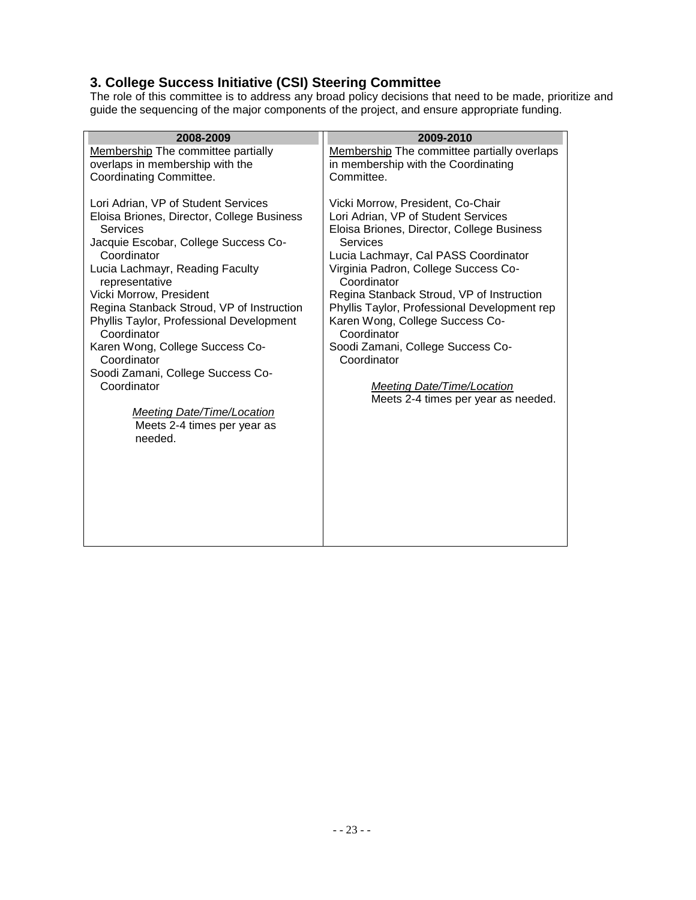### 3. College Success Initiative (CSI) Steering Committee

The role of this committee is to address any broad policy decisions that need to be made, prioritize and guide the sequencing of the major components of the project, and ensure appropriate funding.

| 2008-2009 | 2009-2010 |
|---|---|
| Membership The committee partially overlaps in membership with the Coordinating Committee.<br><br>Lori Adrian, VP of Student Services<br>Eloisa Briones, Director, College Business Services<br>Jacquie Escobar, College Success Co-Coordinator<br>Lucia Lachmayr, Reading Faculty representative<br>Vicki Morrow, President<br>Regina Stanback Stroud, VP of Instruction<br>Phyllis Taylor, Professional Development Coordinator<br>Karen Wong, College Success Co-Coordinator<br>Soodi Zamani, College Success Co-Coordinator<br><br>*Meeting Date/Time/Location*<br>Meets 2-4 times per year as needed. | Membership The committee partially overlaps in membership with the Coordinating Committee.<br><br>Vicki Morrow, President, Co-Chair<br>Lori Adrian, VP of Student Services<br>Eloisa Briones, Director, College Business Services<br>Lucia Lachmayr, Cal PASS Coordinator<br>Virginia Padron, College Success Co-Coordinator<br>Regina Stanback Stroud, VP of Instruction<br>Phyllis Taylor, Professional Development rep<br>Karen Wong, College Success Co-Coordinator<br>Soodi Zamani, College Success Co-Coordinator<br><br>*Meeting Date/Time/Location*<br>Meets 2-4 times per year as needed. |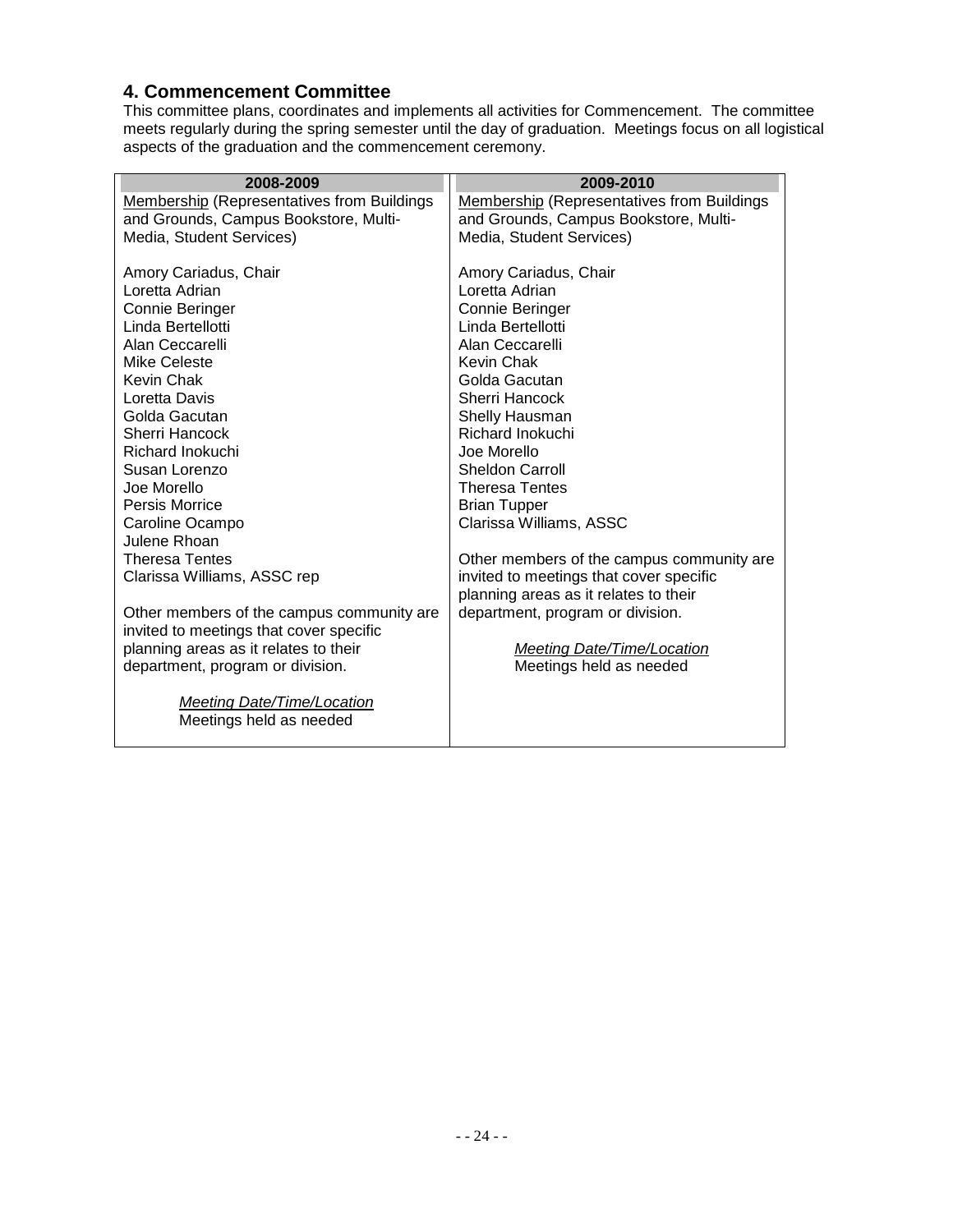## 4. Commencement Committee

This committee plans, coordinates and implements all activities for Commencement. The committee meets regularly during the spring semester until the day of graduation. Meetings focus on all logistical aspects of the graduation and the commencement ceremony.

| 2008-2009 | 2009-2010 |
|---|---|
| Membership (Representatives from Buildings and Grounds, Campus Bookstore, Multi-Media, Student Services)<br><br>Amory Cariadus, Chair<br>Loretta Adrian<br>Connie Beringer<br>Linda Bertellotti<br>Alan Ceccarelli<br>Mike Celeste<br>Kevin Chak<br>Loretta Davis<br>Golda Gacutan<br>Sherri Hancock<br>Richard Inokuchi<br>Susan Lorenzo<br>Joe Morello<br>Persis Morrice<br>Caroline Ocampo<br>Julene Rhoan<br>Theresa Tentes<br>Clarissa Williams, ASSC rep<br><br>Other members of the campus community are invited to meetings that cover specific planning areas as it relates to their department, program or division.<br><br>*Meeting Date/Time/Location*<br>Meetings held as needed | Membership (Representatives from Buildings and Grounds, Campus Bookstore, Multi-Media, Student Services)<br><br>Amory Cariadus, Chair<br>Loretta Adrian<br>Connie Beringer<br>Linda Bertellotti<br>Alan Ceccarelli<br>Kevin Chak<br>Golda Gacutan<br>Sherri Hancock<br>Shelly Hausman<br>Richard Inokuchi<br>Joe Morello<br>Sheldon Carroll<br>Theresa Tentes<br>Brian Tupper<br>Clarissa Williams, ASSC<br><br>Other members of the campus community are invited to meetings that cover specific planning areas as it relates to their department, program or division.<br><br>*Meeting Date/Time/Location*<br>Meetings held as needed |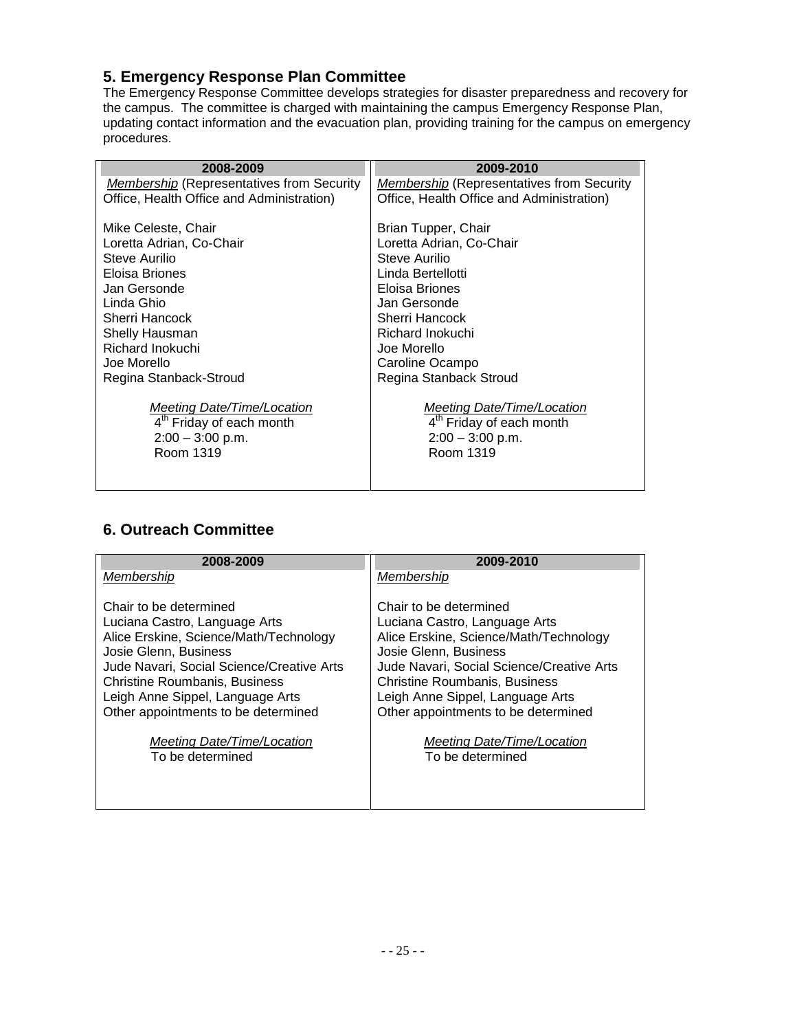## 5. Emergency Response Plan Committee

The Emergency Response Committee develops strategies for disaster preparedness and recovery for the campus. The committee is charged with maintaining the campus Emergency Response Plan, updating contact information and the evacuation plan, providing training for the campus on emergency procedures.

| 2008-2009 | 2009-2010 |
|---|---|
| *Membership* (Representatives from Security Office, Health Office and Administration)<br><br>Mike Celeste, Chair<br>Loretta Adrian, Co-Chair<br>Steve Aurilio<br>Eloisa Briones<br>Jan Gersonde<br>Linda Ghio<br>Sherri Hancock<br>Shelly Hausman<br>Richard Inokuchi<br>Joe Morello<br>Regina Stanback-Stroud<br><br>*Meeting Date/Time/Location*<br>4th Friday of each month<br>2:00 – 3:00 p.m.<br>Room 1319 | *Membership* (Representatives from Security Office, Health Office and Administration)<br><br>Brian Tupper, Chair<br>Loretta Adrian, Co-Chair<br>Steve Aurilio<br>Linda Bertellotti<br>Eloisa Briones<br>Jan Gersonde<br>Sherri Hancock<br>Richard Inokuchi<br>Joe Morello<br>Caroline Ocampo<br>Regina Stanback Stroud<br><br>*Meeting Date/Time/Location*<br>4th Friday of each month<br>2:00 – 3:00 p.m.<br>Room 1319 |

## 6. Outreach Committee

| 2008-2009 | 2009-2010 |
|---|---|
| *Membership*<br><br>Chair to be determined<br>Luciana Castro, Language Arts<br>Alice Erskine, Science/Math/Technology<br>Josie Glenn, Business<br>Jude Navari, Social Science/Creative Arts<br>Christine Roumbanis, Business<br>Leigh Anne Sippel, Language Arts<br>Other appointments to be determined<br><br>*Meeting Date/Time/Location*<br>To be determined | *Membership*<br><br>Chair to be determined<br>Luciana Castro, Language Arts<br>Alice Erskine, Science/Math/Technology<br>Josie Glenn, Business<br>Jude Navari, Social Science/Creative Arts<br>Christine Roumbanis, Business<br>Leigh Anne Sippel, Language Arts<br>Other appointments to be determined<br><br>*Meeting Date/Time/Location*<br>To be determined |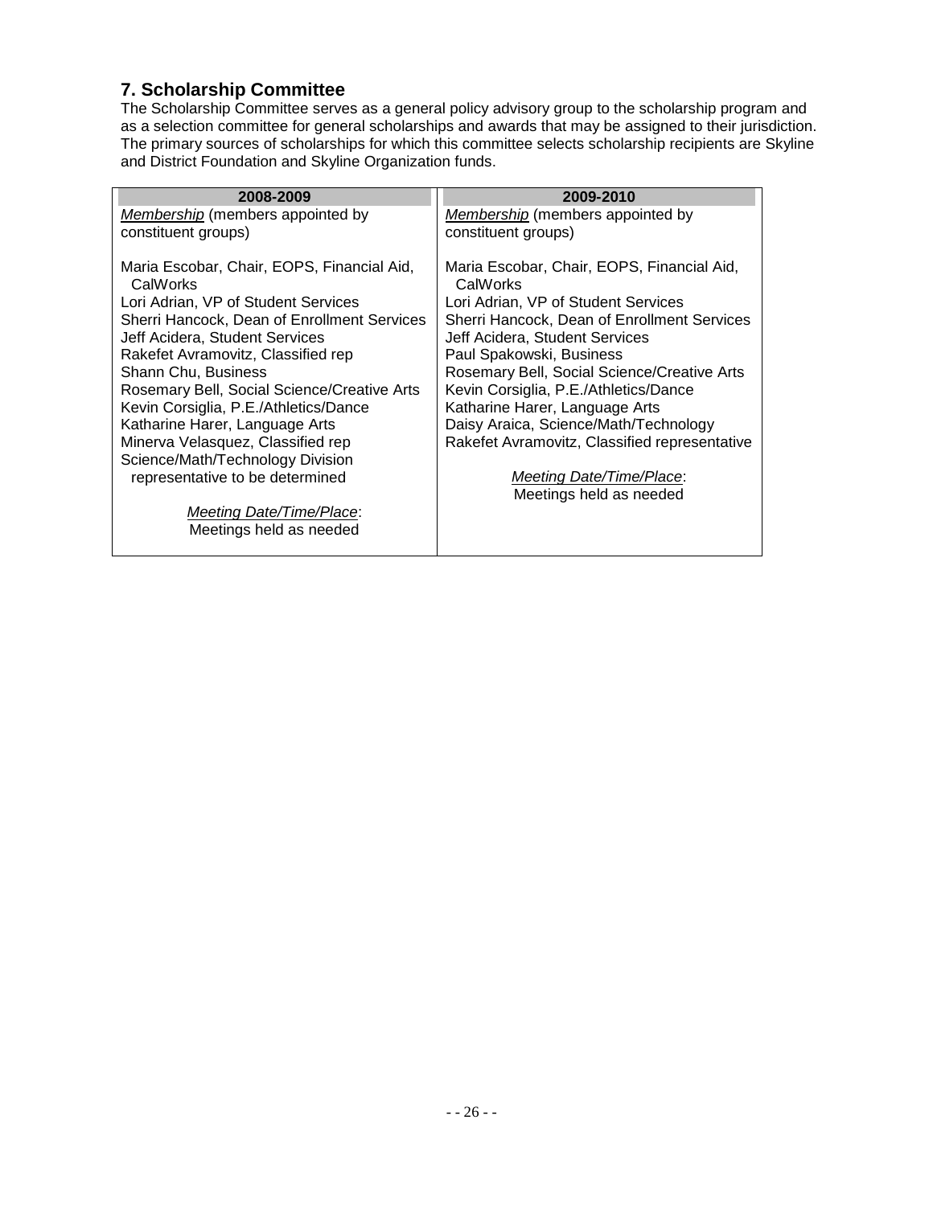## 7. Scholarship Committee

The Scholarship Committee serves as a general policy advisory group to the scholarship program and as a selection committee for general scholarships and awards that may be assigned to their jurisdiction. The primary sources of scholarships for which this committee selects scholarship recipients are Skyline and District Foundation and Skyline Organization funds.

| 2008-2009 | 2009-2010 |
|---|---|
| *Membership* (members appointed by constituent groups)<br><br>Maria Escobar, Chair, EOPS, Financial Aid, CalWorks<br>Lori Adrian, VP of Student Services<br>Sherri Hancock, Dean of Enrollment Services<br>Jeff Acidera, Student Services<br>Rakefet Avramovitz, Classified rep<br>Shann Chu, Business<br>Rosemary Bell, Social Science/Creative Arts<br>Kevin Corsiglia, P.E./Athletics/Dance<br>Katharine Harer, Language Arts<br>Minerva Velasquez, Classified rep<br>Science/Math/Technology Division representative to be determined<br><br>*Meeting Date/Time/Place*:<br>Meetings held as needed | *Membership* (members appointed by constituent groups)<br><br>Maria Escobar, Chair, EOPS, Financial Aid, CalWorks<br>Lori Adrian, VP of Student Services<br>Sherri Hancock, Dean of Enrollment Services<br>Jeff Acidera, Student Services<br>Paul Spakowski, Business<br>Rosemary Bell, Social Science/Creative Arts<br>Kevin Corsiglia, P.E./Athletics/Dance<br>Katharine Harer, Language Arts<br>Daisy Araica, Science/Math/Technology<br>Rakefet Avramovitz, Classified representative<br><br>*Meeting Date/Time/Place*:<br>Meetings held as needed |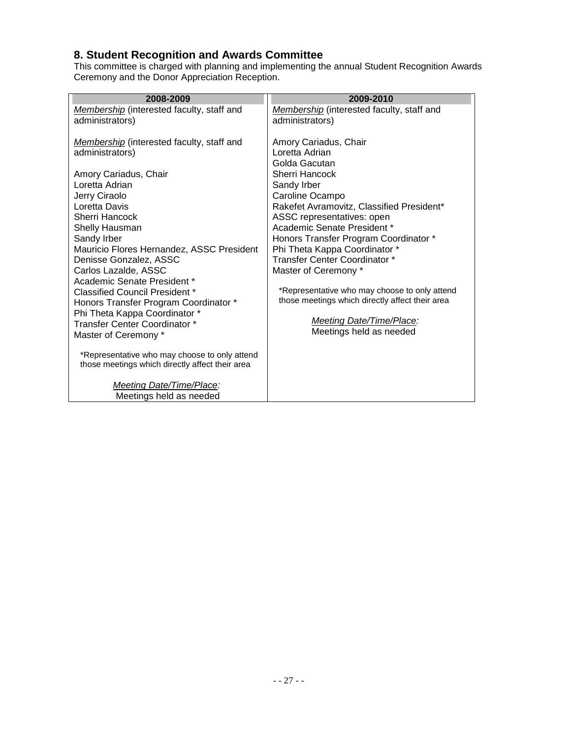## 8. Student Recognition and Awards Committee

This committee is charged with planning and implementing the annual Student Recognition Awards Ceremony and the Donor Appreciation Reception.

| 2008-2009 | 2009-2010 |
|---|---|
| *Membership* (interested faculty, staff and administrators)<br><br>*Membership* (interested faculty, staff and administrators)<br><br>Amory Cariadus, Chair<br>Loretta Adrian<br>Jerry Ciraolo<br>Loretta Davis<br>Sherri Hancock<br>Shelly Hausman<br>Sandy Irber<br>Mauricio Flores Hernandez, ASSC President<br>Denisse Gonzalez, ASSC<br>Carlos Lazalde, ASSC<br>Academic Senate President *<br>Classified Council President *<br>Honors Transfer Program Coordinator *<br>Phi Theta Kappa Coordinator *<br>Transfer Center Coordinator *<br>Master of Ceremony *<br><br>*Representative who may choose to only attend those meetings which directly affect their area<br><br>*Meeting Date/Time/Place:*<br>Meetings held as needed | *Membership* (interested faculty, staff and administrators)<br><br>Amory Cariadus, Chair<br>Loretta Adrian<br>Golda Gacutan<br>Sherri Hancock<br>Sandy Irber<br>Caroline Ocampo<br>Rakefet Avramovitz, Classified President*<br>ASSC representatives: open<br>Academic Senate President *<br>Honors Transfer Program Coordinator *<br>Phi Theta Kappa Coordinator *<br>Transfer Center Coordinator *<br>Master of Ceremony *<br><br>*Representative who may choose to only attend those meetings which directly affect their area<br><br>*Meeting Date/Time/Place:*<br>Meetings held as needed |